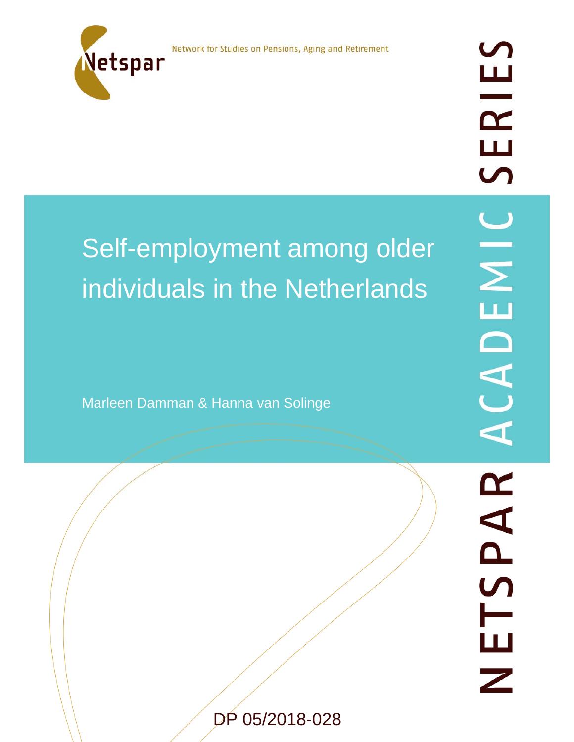Netspar

Network for Studies on Pensions, Aging and Retirement

NETSPAR ACADEMIC SERIES

# Self-employment among older individuals in the Netherlands

Marleen Damman & Hanna van Solinge

DP 05/2018-028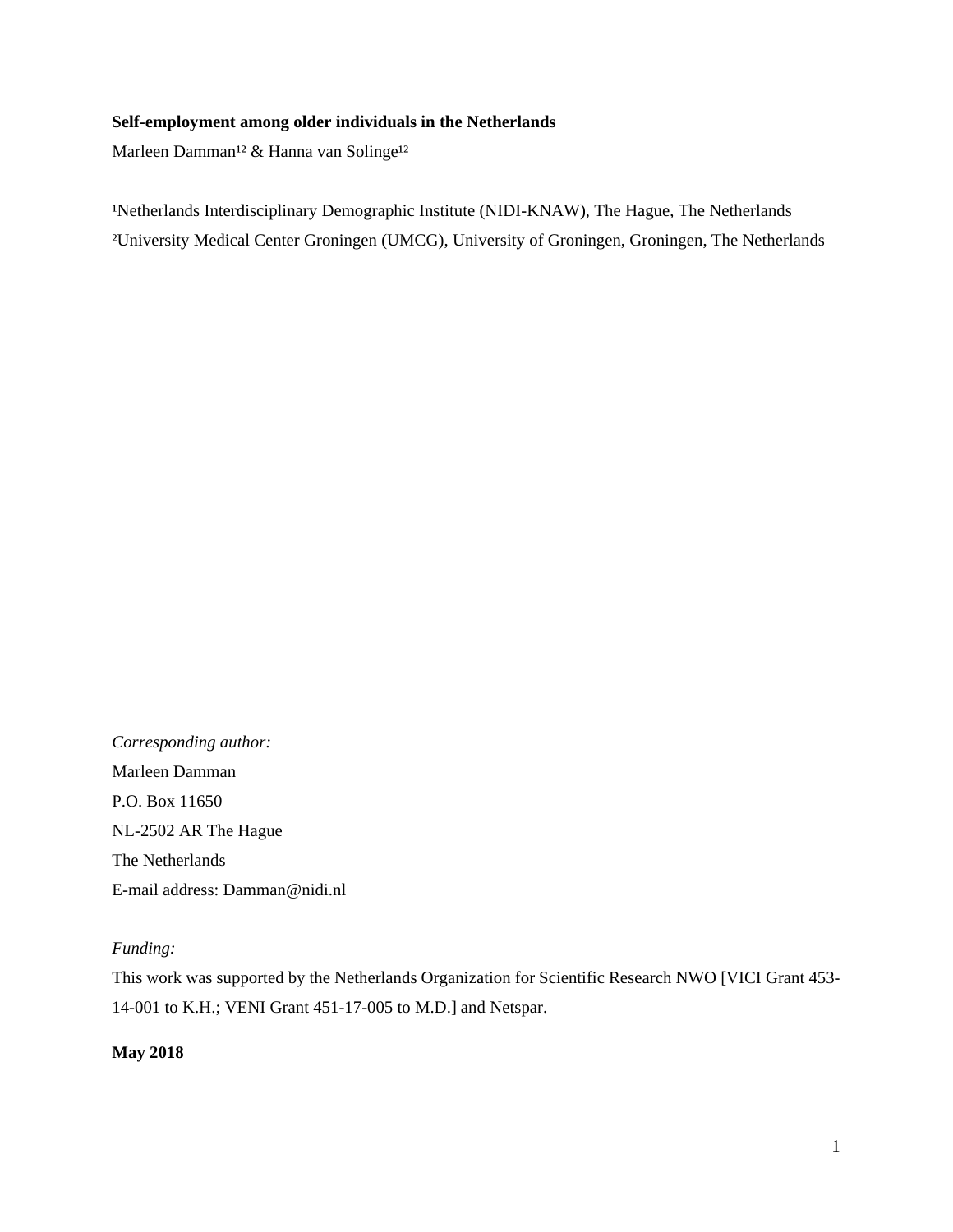**Self-employment among older individuals in the Netherlands**

Marleen Damman[1,2] & Hanna van Solinge[1,2]

[1]Netherlands Interdisciplinary Demographic Institute (NIDI-KNAW), The Hague, The Netherlands

[2]University Medical Center Groningen (UMCG), University of Groningen, Groningen, The Netherlands

*Corresponding author:*

Marleen Damman

P.O. Box 11650

NL-2502 AR The Hague

The Netherlands

E-mail address: Damman@nidi.nl

*Funding:*

This work was supported by the Netherlands Organization for Scientific Research NWO [VICI Grant 453-14-001 to K.H.; VENI Grant 451-17-005 to M.D.] and Netspar.

**May 2018**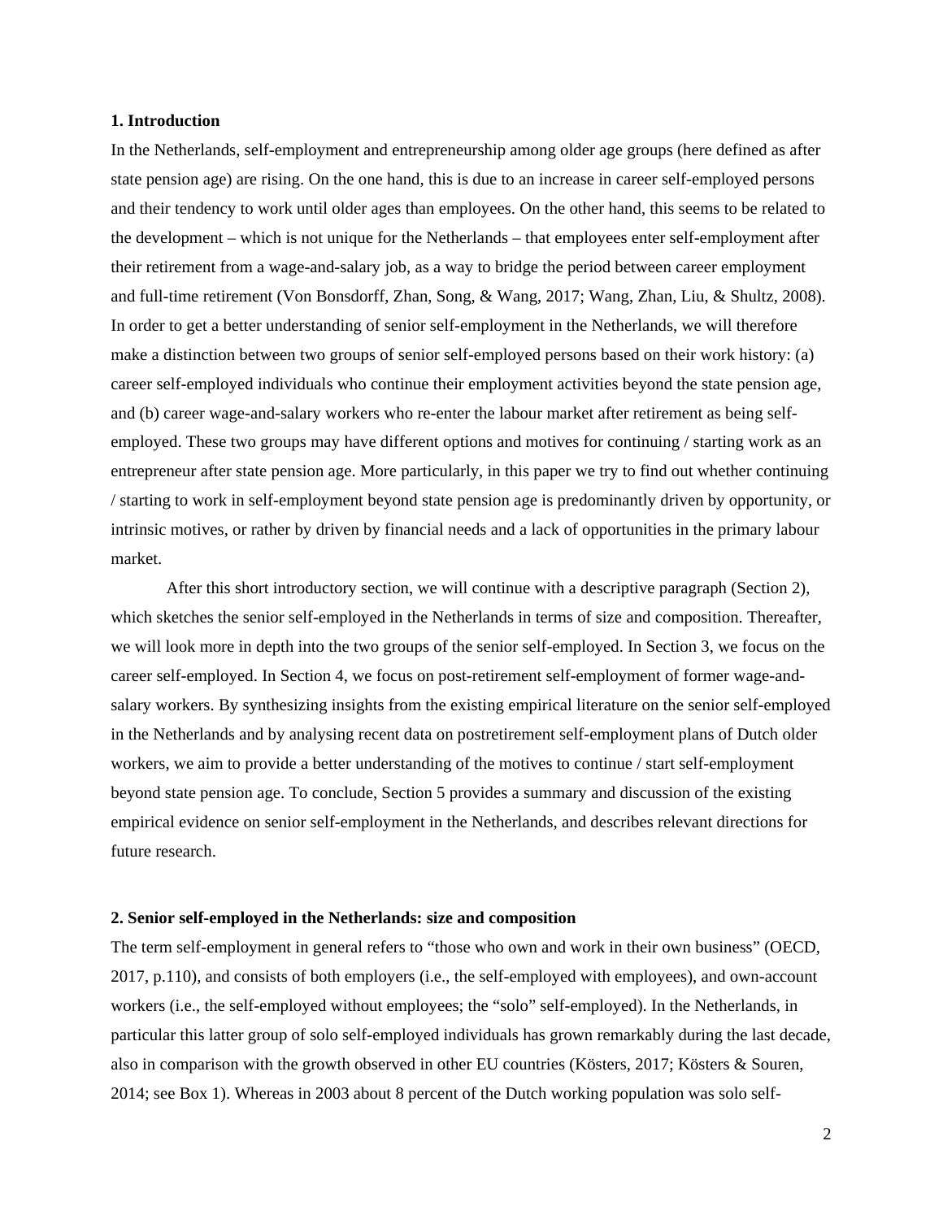## 1. Introduction

In the Netherlands, self-employment and entrepreneurship among older age groups (here defined as after state pension age) are rising. On the one hand, this is due to an increase in career self-employed persons and their tendency to work until older ages than employees. On the other hand, this seems to be related to the development – which is not unique for the Netherlands – that employees enter self-employment after their retirement from a wage-and-salary job, as a way to bridge the period between career employment and full-time retirement (Von Bonsdorff, Zhan, Song, & Wang, 2017; Wang, Zhan, Liu, & Shultz, 2008). In order to get a better understanding of senior self-employment in the Netherlands, we will therefore make a distinction between two groups of senior self-employed persons based on their work history: (a) career self-employed individuals who continue their employment activities beyond the state pension age, and (b) career wage-and-salary workers who re-enter the labour market after retirement as being self-employed. These two groups may have different options and motives for continuing / starting work as an entrepreneur after state pension age. More particularly, in this paper we try to find out whether continuing / starting to work in self-employment beyond state pension age is predominantly driven by opportunity, or intrinsic motives, or rather by driven by financial needs and a lack of opportunities in the primary labour market.

After this short introductory section, we will continue with a descriptive paragraph (Section 2), which sketches the senior self-employed in the Netherlands in terms of size and composition. Thereafter, we will look more in depth into the two groups of the senior self-employed. In Section 3, we focus on the career self-employed. In Section 4, we focus on post-retirement self-employment of former wage-and-salary workers. By synthesizing insights from the existing empirical literature on the senior self-employed in the Netherlands and by analysing recent data on postretirement self-employment plans of Dutch older workers, we aim to provide a better understanding of the motives to continue / start self-employment beyond state pension age. To conclude, Section 5 provides a summary and discussion of the existing empirical evidence on senior self-employment in the Netherlands, and describes relevant directions for future research.

## 2. Senior self-employed in the Netherlands: size and composition

The term self-employment in general refers to "those who own and work in their own business" (OECD, 2017, p.110), and consists of both employers (i.e., the self-employed with employees), and own-account workers (i.e., the self-employed without employees; the "solo" self-employed). In the Netherlands, in particular this latter group of solo self-employed individuals has grown remarkably during the last decade, also in comparison with the growth observed in other EU countries (Kösters, 2017; Kösters & Souren, 2014; see Box 1). Whereas in 2003 about 8 percent of the Dutch working population was solo self-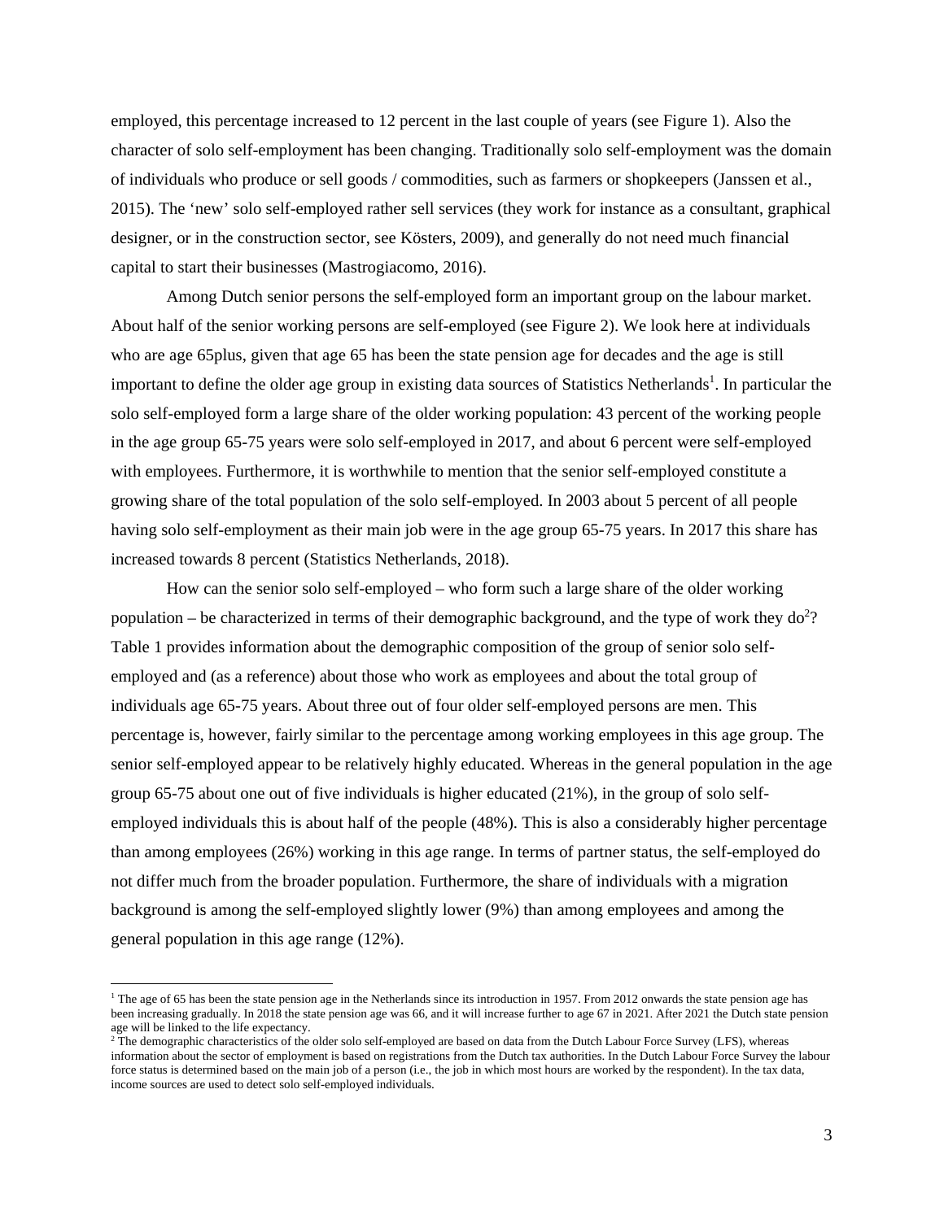employed, this percentage increased to 12 percent in the last couple of years (see Figure 1). Also the character of solo self-employment has been changing. Traditionally solo self-employment was the domain of individuals who produce or sell goods / commodities, such as farmers or shopkeepers (Janssen et al., 2015). The 'new' solo self-employed rather sell services (they work for instance as a consultant, graphical designer, or in the construction sector, see Kösters, 2009), and generally do not need much financial capital to start their businesses (Mastrogiacomo, 2016).

Among Dutch senior persons the self-employed form an important group on the labour market. About half of the senior working persons are self-employed (see Figure 2). We look here at individuals who are age 65plus, given that age 65 has been the state pension age for decades and the age is still important to define the older age group in existing data sources of Statistics Netherlands[1]. In particular the solo self-employed form a large share of the older working population: 43 percent of the working people in the age group 65-75 years were solo self-employed in 2017, and about 6 percent were self-employed with employees. Furthermore, it is worthwhile to mention that the senior self-employed constitute a growing share of the total population of the solo self-employed. In 2003 about 5 percent of all people having solo self-employment as their main job were in the age group 65-75 years. In 2017 this share has increased towards 8 percent (Statistics Netherlands, 2018).

How can the senior solo self-employed – who form such a large share of the older working population – be characterized in terms of their demographic background, and the type of work they do[2]? Table 1 provides information about the demographic composition of the group of senior solo self-employed and (as a reference) about those who work as employees and about the total group of individuals age 65-75 years. About three out of four older self-employed persons are men. This percentage is, however, fairly similar to the percentage among working employees in this age group. The senior self-employed appear to be relatively highly educated. Whereas in the general population in the age group 65-75 about one out of five individuals is higher educated (21%), in the group of solo self-employed individuals this is about half of the people (48%). This is also a considerably higher percentage than among employees (26%) working in this age range. In terms of partner status, the self-employed do not differ much from the broader population. Furthermore, the share of individuals with a migration background is among the self-employed slightly lower (9%) than among employees and among the general population in this age range (12%).

[1] The age of 65 has been the state pension age in the Netherlands since its introduction in 1957. From 2012 onwards the state pension age has been increasing gradually. In 2018 the state pension age was 66, and it will increase further to age 67 in 2021. After 2021 the Dutch state pension age will be linked to the life expectancy.

[2] The demographic characteristics of the older solo self-employed are based on data from the Dutch Labour Force Survey (LFS), whereas information about the sector of employment is based on registrations from the Dutch tax authorities. In the Dutch Labour Force Survey the labour force status is determined based on the main job of a person (i.e., the job in which most hours are worked by the respondent). In the tax data, income sources are used to detect solo self-employed individuals.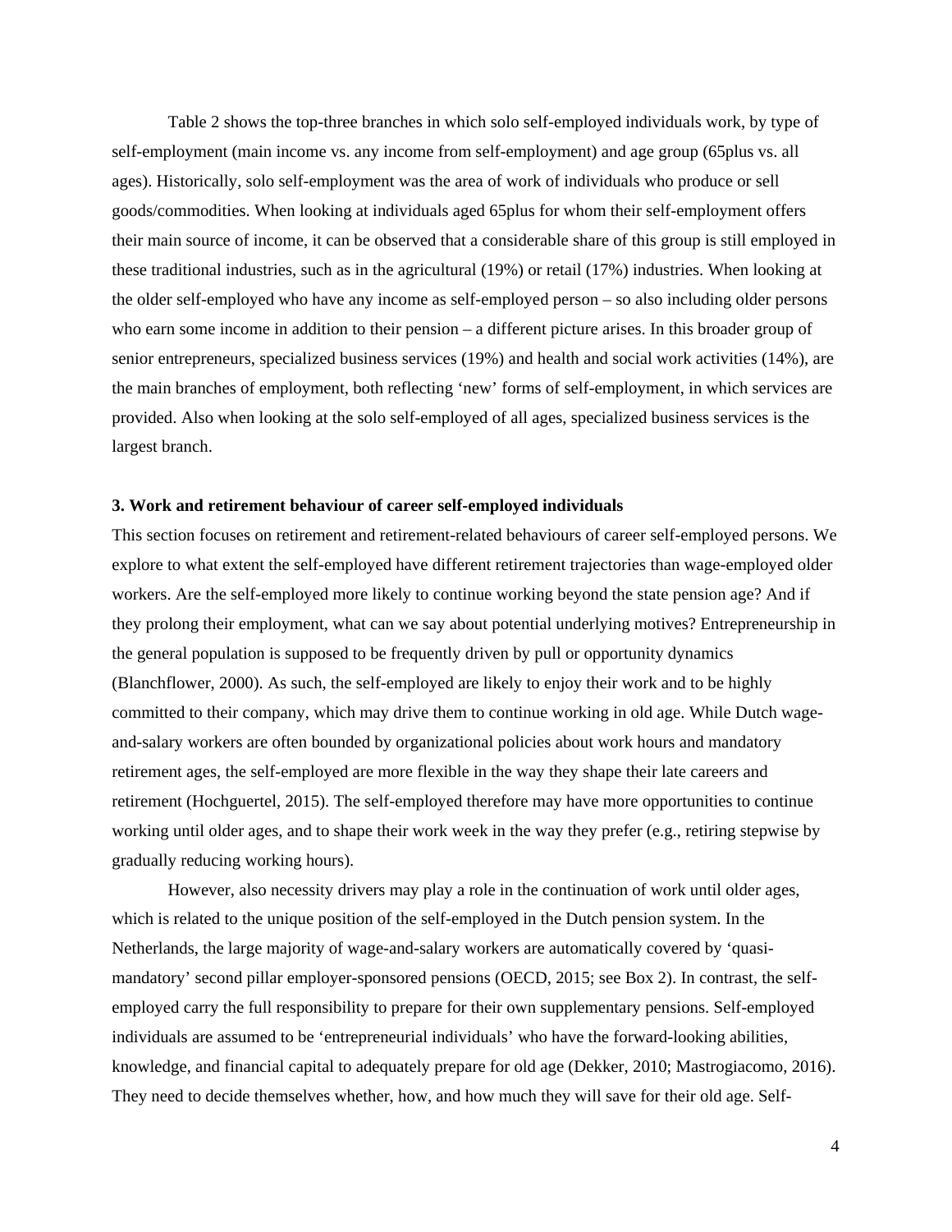Table 2 shows the top-three branches in which solo self-employed individuals work, by type of self-employment (main income vs. any income from self-employment) and age group (65plus vs. all ages). Historically, solo self-employment was the area of work of individuals who produce or sell goods/commodities. When looking at individuals aged 65plus for whom their self-employment offers their main source of income, it can be observed that a considerable share of this group is still employed in these traditional industries, such as in the agricultural (19%) or retail (17%) industries. When looking at the older self-employed who have any income as self-employed person – so also including older persons who earn some income in addition to their pension – a different picture arises. In this broader group of senior entrepreneurs, specialized business services (19%) and health and social work activities (14%), are the main branches of employment, both reflecting 'new' forms of self-employment, in which services are provided. Also when looking at the solo self-employed of all ages, specialized business services is the largest branch.

### 3. Work and retirement behaviour of career self-employed individuals

This section focuses on retirement and retirement-related behaviours of career self-employed persons. We explore to what extent the self-employed have different retirement trajectories than wage-employed older workers. Are the self-employed more likely to continue working beyond the state pension age? And if they prolong their employment, what can we say about potential underlying motives? Entrepreneurship in the general population is supposed to be frequently driven by pull or opportunity dynamics (Blanchflower, 2000). As such, the self-employed are likely to enjoy their work and to be highly committed to their company, which may drive them to continue working in old age. While Dutch wage-and-salary workers are often bounded by organizational policies about work hours and mandatory retirement ages, the self-employed are more flexible in the way they shape their late careers and retirement (Hochguertel, 2015). The self-employed therefore may have more opportunities to continue working until older ages, and to shape their work week in the way they prefer (e.g., retiring stepwise by gradually reducing working hours).

However, also necessity drivers may play a role in the continuation of work until older ages, which is related to the unique position of the self-employed in the Dutch pension system. In the Netherlands, the large majority of wage-and-salary workers are automatically covered by 'quasi-mandatory' second pillar employer-sponsored pensions (OECD, 2015; see Box 2). In contrast, the self-employed carry the full responsibility to prepare for their own supplementary pensions. Self-employed individuals are assumed to be 'entrepreneurial individuals' who have the forward-looking abilities, knowledge, and financial capital to adequately prepare for old age (Dekker, 2010; Mastrogiacomo, 2016). They need to decide themselves whether, how, and how much they will save for their old age. Self-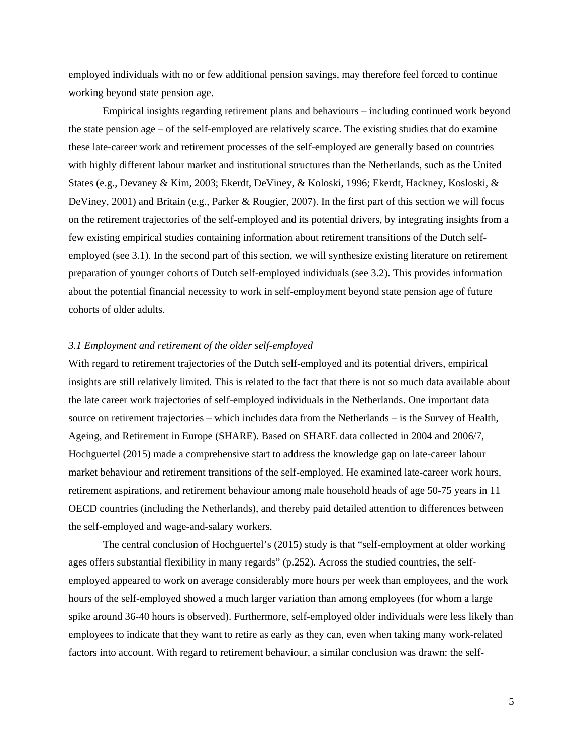employed individuals with no or few additional pension savings, may therefore feel forced to continue working beyond state pension age.

Empirical insights regarding retirement plans and behaviours – including continued work beyond the state pension age – of the self-employed are relatively scarce. The existing studies that do examine these late-career work and retirement processes of the self-employed are generally based on countries with highly different labour market and institutional structures than the Netherlands, such as the United States (e.g., Devaney & Kim, 2003; Ekerdt, DeViney, & Koloski, 1996; Ekerdt, Hackney, Kosloski, & DeViney, 2001) and Britain (e.g., Parker & Rougier, 2007). In the first part of this section we will focus on the retirement trajectories of the self-employed and its potential drivers, by integrating insights from a few existing empirical studies containing information about retirement transitions of the Dutch self-employed (see 3.1). In the second part of this section, we will synthesize existing literature on retirement preparation of younger cohorts of Dutch self-employed individuals (see 3.2). This provides information about the potential financial necessity to work in self-employment beyond state pension age of future cohorts of older adults.

*3.1 Employment and retirement of the older self-employed*

With regard to retirement trajectories of the Dutch self-employed and its potential drivers, empirical insights are still relatively limited. This is related to the fact that there is not so much data available about the late career work trajectories of self-employed individuals in the Netherlands. One important data source on retirement trajectories – which includes data from the Netherlands – is the Survey of Health, Ageing, and Retirement in Europe (SHARE). Based on SHARE data collected in 2004 and 2006/7, Hochguertel (2015) made a comprehensive start to address the knowledge gap on late-career labour market behaviour and retirement transitions of the self-employed. He examined late-career work hours, retirement aspirations, and retirement behaviour among male household heads of age 50-75 years in 11 OECD countries (including the Netherlands), and thereby paid detailed attention to differences between the self-employed and wage-and-salary workers.

The central conclusion of Hochguertel's (2015) study is that "self-employment at older working ages offers substantial flexibility in many regards" (p.252). Across the studied countries, the self-employed appeared to work on average considerably more hours per week than employees, and the work hours of the self-employed showed a much larger variation than among employees (for whom a large spike around 36-40 hours is observed). Furthermore, self-employed older individuals were less likely than employees to indicate that they want to retire as early as they can, even when taking many work-related factors into account. With regard to retirement behaviour, a similar conclusion was drawn: the self-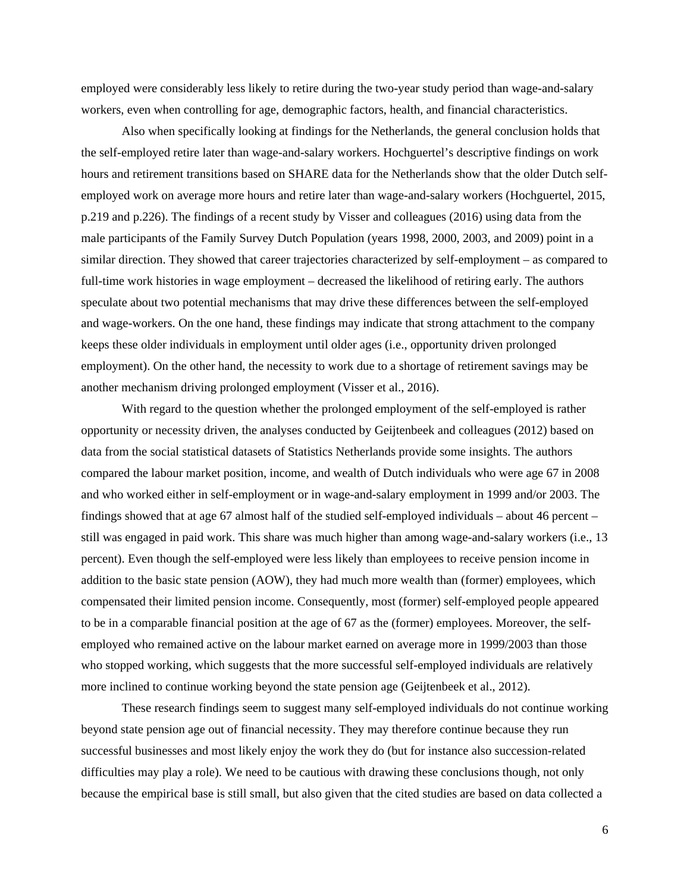employed were considerably less likely to retire during the two-year study period than wage-and-salary workers, even when controlling for age, demographic factors, health, and financial characteristics.

Also when specifically looking at findings for the Netherlands, the general conclusion holds that the self-employed retire later than wage-and-salary workers. Hochguertel's descriptive findings on work hours and retirement transitions based on SHARE data for the Netherlands show that the older Dutch self-employed work on average more hours and retire later than wage-and-salary workers (Hochguertel, 2015, p.219 and p.226). The findings of a recent study by Visser and colleagues (2016) using data from the male participants of the Family Survey Dutch Population (years 1998, 2000, 2003, and 2009) point in a similar direction. They showed that career trajectories characterized by self-employment – as compared to full-time work histories in wage employment – decreased the likelihood of retiring early. The authors speculate about two potential mechanisms that may drive these differences between the self-employed and wage-workers. On the one hand, these findings may indicate that strong attachment to the company keeps these older individuals in employment until older ages (i.e., opportunity driven prolonged employment). On the other hand, the necessity to work due to a shortage of retirement savings may be another mechanism driving prolonged employment (Visser et al., 2016).

With regard to the question whether the prolonged employment of the self-employed is rather opportunity or necessity driven, the analyses conducted by Geijtenbeek and colleagues (2012) based on data from the social statistical datasets of Statistics Netherlands provide some insights. The authors compared the labour market position, income, and wealth of Dutch individuals who were age 67 in 2008 and who worked either in self-employment or in wage-and-salary employment in 1999 and/or 2003. The findings showed that at age 67 almost half of the studied self-employed individuals – about 46 percent – still was engaged in paid work. This share was much higher than among wage-and-salary workers (i.e., 13 percent). Even though the self-employed were less likely than employees to receive pension income in addition to the basic state pension (AOW), they had much more wealth than (former) employees, which compensated their limited pension income. Consequently, most (former) self-employed people appeared to be in a comparable financial position at the age of 67 as the (former) employees. Moreover, the self-employed who remained active on the labour market earned on average more in 1999/2003 than those who stopped working, which suggests that the more successful self-employed individuals are relatively more inclined to continue working beyond the state pension age (Geijtenbeek et al., 2012).

These research findings seem to suggest many self-employed individuals do not continue working beyond state pension age out of financial necessity. They may therefore continue because they run successful businesses and most likely enjoy the work they do (but for instance also succession-related difficulties may play a role). We need to be cautious with drawing these conclusions though, not only because the empirical base is still small, but also given that the cited studies are based on data collected a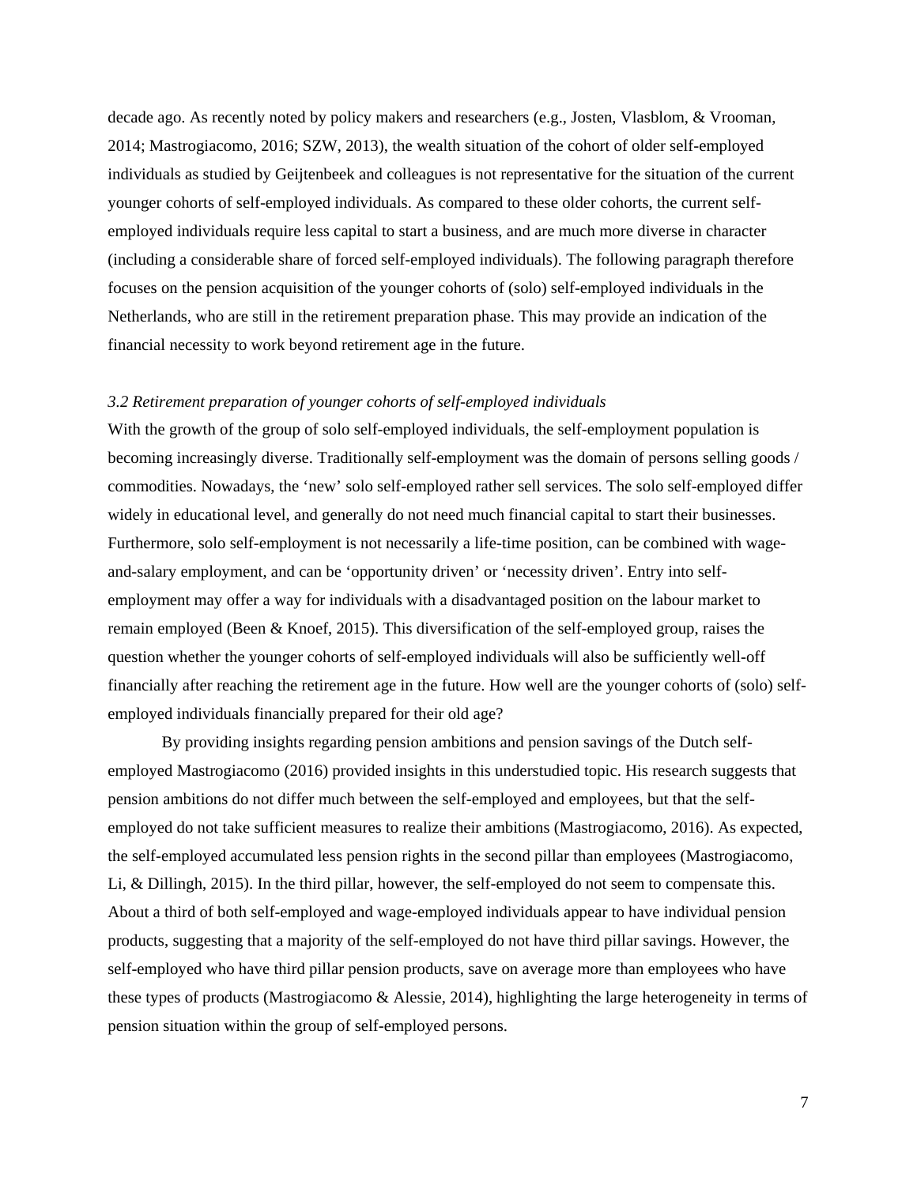decade ago. As recently noted by policy makers and researchers (e.g., Josten, Vlasblom, & Vrooman, 2014; Mastrogiacomo, 2016; SZW, 2013), the wealth situation of the cohort of older self-employed individuals as studied by Geijtenbeek and colleagues is not representative for the situation of the current younger cohorts of self-employed individuals. As compared to these older cohorts, the current self-employed individuals require less capital to start a business, and are much more diverse in character (including a considerable share of forced self-employed individuals). The following paragraph therefore focuses on the pension acquisition of the younger cohorts of (solo) self-employed individuals in the Netherlands, who are still in the retirement preparation phase. This may provide an indication of the financial necessity to work beyond retirement age in the future.

### *3.2 Retirement preparation of younger cohorts of self-employed individuals*

With the growth of the group of solo self-employed individuals, the self-employment population is becoming increasingly diverse. Traditionally self-employment was the domain of persons selling goods / commodities. Nowadays, the 'new' solo self-employed rather sell services. The solo self-employed differ widely in educational level, and generally do not need much financial capital to start their businesses. Furthermore, solo self-employment is not necessarily a life-time position, can be combined with wage-and-salary employment, and can be 'opportunity driven' or 'necessity driven'. Entry into self-employment may offer a way for individuals with a disadvantaged position on the labour market to remain employed (Been & Knoef, 2015). This diversification of the self-employed group, raises the question whether the younger cohorts of self-employed individuals will also be sufficiently well-off financially after reaching the retirement age in the future. How well are the younger cohorts of (solo) self-employed individuals financially prepared for their old age?

By providing insights regarding pension ambitions and pension savings of the Dutch self-employed Mastrogiacomo (2016) provided insights in this understudied topic. His research suggests that pension ambitions do not differ much between the self-employed and employees, but that the self-employed do not take sufficient measures to realize their ambitions (Mastrogiacomo, 2016). As expected, the self-employed accumulated less pension rights in the second pillar than employees (Mastrogiacomo, Li, & Dillingh, 2015). In the third pillar, however, the self-employed do not seem to compensate this. About a third of both self-employed and wage-employed individuals appear to have individual pension products, suggesting that a majority of the self-employed do not have third pillar savings. However, the self-employed who have third pillar pension products, save on average more than employees who have these types of products (Mastrogiacomo & Alessie, 2014), highlighting the large heterogeneity in terms of pension situation within the group of self-employed persons.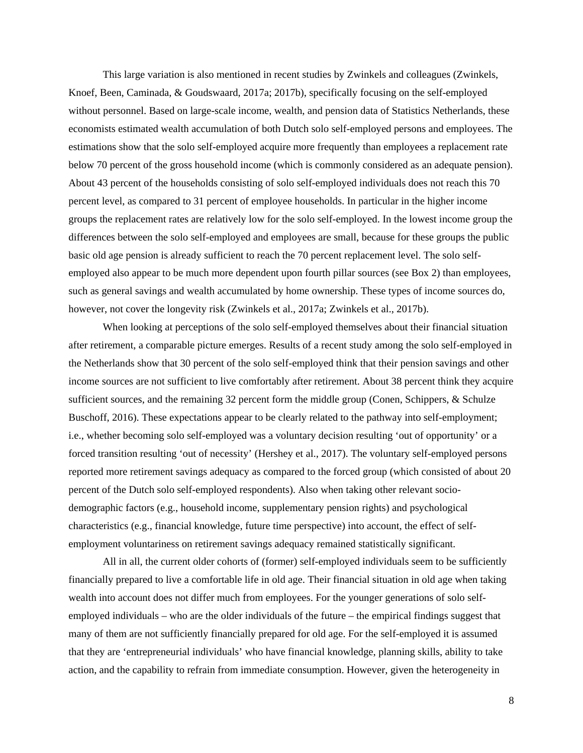This large variation is also mentioned in recent studies by Zwinkels and colleagues (Zwinkels, Knoef, Been, Caminada, & Goudswaard, 2017a; 2017b), specifically focusing on the self-employed without personnel. Based on large-scale income, wealth, and pension data of Statistics Netherlands, these economists estimated wealth accumulation of both Dutch solo self-employed persons and employees. The estimations show that the solo self-employed acquire more frequently than employees a replacement rate below 70 percent of the gross household income (which is commonly considered as an adequate pension). About 43 percent of the households consisting of solo self-employed individuals does not reach this 70 percent level, as compared to 31 percent of employee households. In particular in the higher income groups the replacement rates are relatively low for the solo self-employed. In the lowest income group the differences between the solo self-employed and employees are small, because for these groups the public basic old age pension is already sufficient to reach the 70 percent replacement level. The solo self-employed also appear to be much more dependent upon fourth pillar sources (see Box 2) than employees, such as general savings and wealth accumulated by home ownership. These types of income sources do, however, not cover the longevity risk (Zwinkels et al., 2017a; Zwinkels et al., 2017b).

When looking at perceptions of the solo self-employed themselves about their financial situation after retirement, a comparable picture emerges. Results of a recent study among the solo self-employed in the Netherlands show that 30 percent of the solo self-employed think that their pension savings and other income sources are not sufficient to live comfortably after retirement. About 38 percent think they acquire sufficient sources, and the remaining 32 percent form the middle group (Conen, Schippers, & Schulze Buschoff, 2016). These expectations appear to be clearly related to the pathway into self-employment; i.e., whether becoming solo self-employed was a voluntary decision resulting 'out of opportunity' or a forced transition resulting 'out of necessity' (Hershey et al., 2017). The voluntary self-employed persons reported more retirement savings adequacy as compared to the forced group (which consisted of about 20 percent of the Dutch solo self-employed respondents). Also when taking other relevant socio-demographic factors (e.g., household income, supplementary pension rights) and psychological characteristics (e.g., financial knowledge, future time perspective) into account, the effect of self-employment voluntariness on retirement savings adequacy remained statistically significant.

All in all, the current older cohorts of (former) self-employed individuals seem to be sufficiently financially prepared to live a comfortable life in old age. Their financial situation in old age when taking wealth into account does not differ much from employees. For the younger generations of solo self-employed individuals – who are the older individuals of the future – the empirical findings suggest that many of them are not sufficiently financially prepared for old age. For the self-employed it is assumed that they are 'entrepreneurial individuals' who have financial knowledge, planning skills, ability to take action, and the capability to refrain from immediate consumption. However, given the heterogeneity in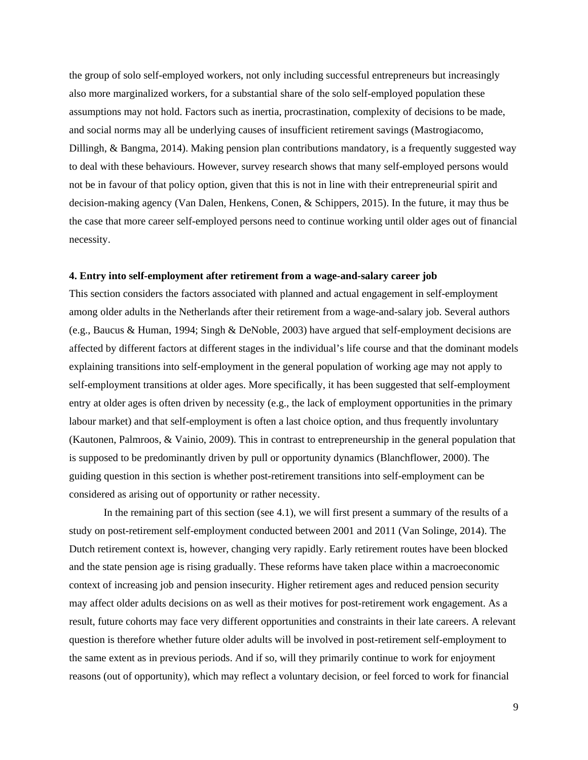the group of solo self-employed workers, not only including successful entrepreneurs but increasingly also more marginalized workers, for a substantial share of the solo self-employed population these assumptions may not hold. Factors such as inertia, procrastination, complexity of decisions to be made, and social norms may all be underlying causes of insufficient retirement savings (Mastrogiacomo, Dillingh, & Bangma, 2014). Making pension plan contributions mandatory, is a frequently suggested way to deal with these behaviours. However, survey research shows that many self-employed persons would not be in favour of that policy option, given that this is not in line with their entrepreneurial spirit and decision-making agency (Van Dalen, Henkens, Conen, & Schippers, 2015). In the future, it may thus be the case that more career self-employed persons need to continue working until older ages out of financial necessity.

## 4. Entry into self-employment after retirement from a wage-and-salary career job

This section considers the factors associated with planned and actual engagement in self-employment among older adults in the Netherlands after their retirement from a wage-and-salary job. Several authors (e.g., Baucus & Human, 1994; Singh & DeNoble, 2003) have argued that self-employment decisions are affected by different factors at different stages in the individual's life course and that the dominant models explaining transitions into self-employment in the general population of working age may not apply to self-employment transitions at older ages. More specifically, it has been suggested that self-employment entry at older ages is often driven by necessity (e.g., the lack of employment opportunities in the primary labour market) and that self-employment is often a last choice option, and thus frequently involuntary (Kautonen, Palmroos, & Vainio, 2009). This in contrast to entrepreneurship in the general population that is supposed to be predominantly driven by pull or opportunity dynamics (Blanchflower, 2000). The guiding question in this section is whether post-retirement transitions into self-employment can be considered as arising out of opportunity or rather necessity.

In the remaining part of this section (see 4.1), we will first present a summary of the results of a study on post-retirement self-employment conducted between 2001 and 2011 (Van Solinge, 2014). The Dutch retirement context is, however, changing very rapidly. Early retirement routes have been blocked and the state pension age is rising gradually. These reforms have taken place within a macroeconomic context of increasing job and pension insecurity. Higher retirement ages and reduced pension security may affect older adults decisions on as well as their motives for post-retirement work engagement. As a result, future cohorts may face very different opportunities and constraints in their late careers. A relevant question is therefore whether future older adults will be involved in post-retirement self-employment to the same extent as in previous periods. And if so, will they primarily continue to work for enjoyment reasons (out of opportunity), which may reflect a voluntary decision, or feel forced to work for financial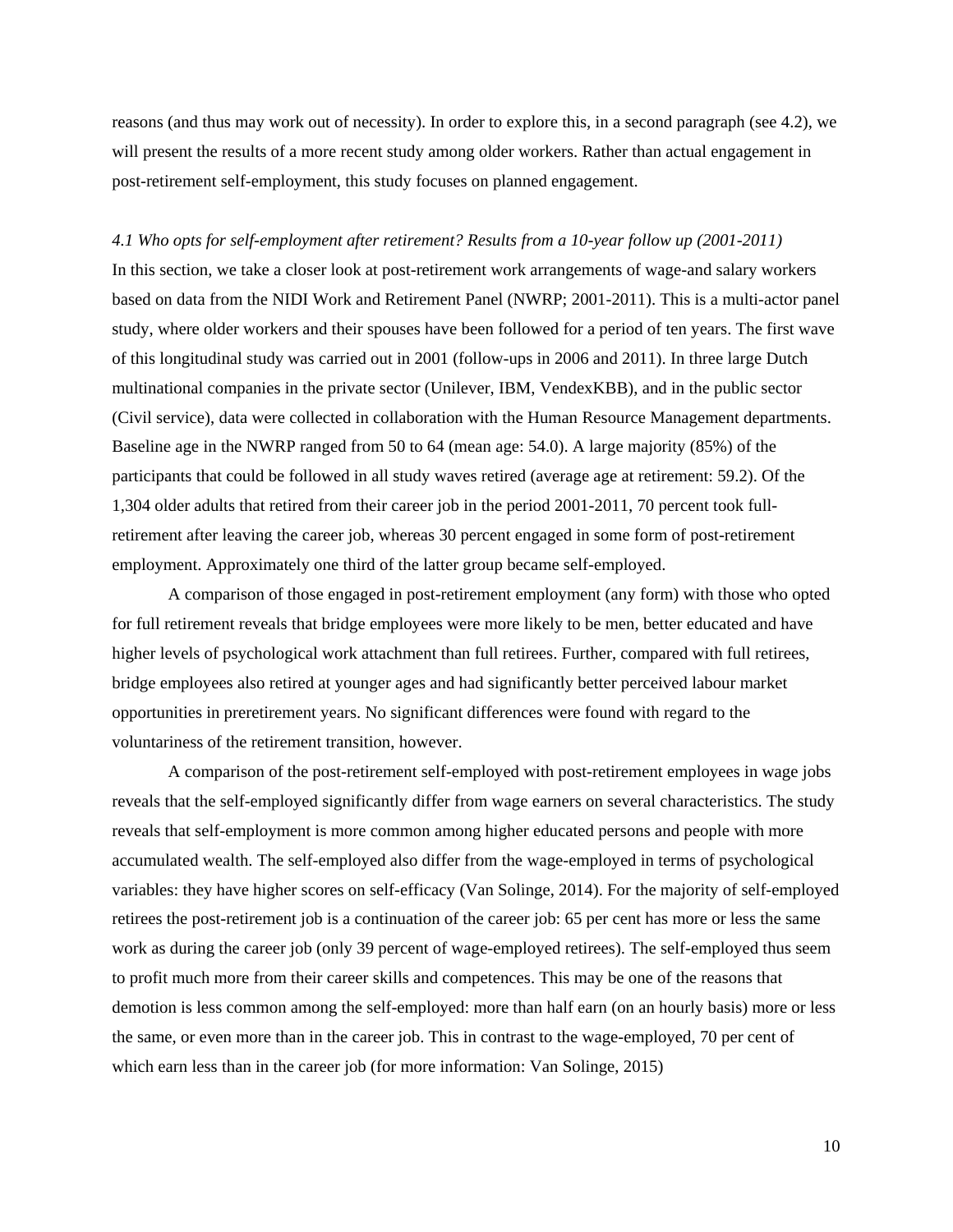reasons (and thus may work out of necessity). In order to explore this, in a second paragraph (see 4.2), we will present the results of a more recent study among older workers. Rather than actual engagement in post-retirement self-employment, this study focuses on planned engagement.

*4.1 Who opts for self-employment after retirement? Results from a 10-year follow up (2001-2011)*

In this section, we take a closer look at post-retirement work arrangements of wage-and salary workers based on data from the NIDI Work and Retirement Panel (NWRP; 2001-2011). This is a multi-actor panel study, where older workers and their spouses have been followed for a period of ten years. The first wave of this longitudinal study was carried out in 2001 (follow-ups in 2006 and 2011). In three large Dutch multinational companies in the private sector (Unilever, IBM, VendexKBB), and in the public sector (Civil service), data were collected in collaboration with the Human Resource Management departments. Baseline age in the NWRP ranged from 50 to 64 (mean age: 54.0). A large majority (85%) of the participants that could be followed in all study waves retired (average age at retirement: 59.2). Of the 1,304 older adults that retired from their career job in the period 2001-2011, 70 percent took full-retirement after leaving the career job, whereas 30 percent engaged in some form of post-retirement employment. Approximately one third of the latter group became self-employed.

A comparison of those engaged in post-retirement employment (any form) with those who opted for full retirement reveals that bridge employees were more likely to be men, better educated and have higher levels of psychological work attachment than full retirees. Further, compared with full retirees, bridge employees also retired at younger ages and had significantly better perceived labour market opportunities in preretirement years. No significant differences were found with regard to the voluntariness of the retirement transition, however.

A comparison of the post-retirement self-employed with post-retirement employees in wage jobs reveals that the self-employed significantly differ from wage earners on several characteristics. The study reveals that self-employment is more common among higher educated persons and people with more accumulated wealth. The self-employed also differ from the wage-employed in terms of psychological variables: they have higher scores on self-efficacy (Van Solinge, 2014). For the majority of self-employed retirees the post-retirement job is a continuation of the career job: 65 per cent has more or less the same work as during the career job (only 39 percent of wage-employed retirees). The self-employed thus seem to profit much more from their career skills and competences. This may be one of the reasons that demotion is less common among the self-employed: more than half earn (on an hourly basis) more or less the same, or even more than in the career job. This in contrast to the wage-employed, 70 per cent of which earn less than in the career job (for more information: Van Solinge, 2015)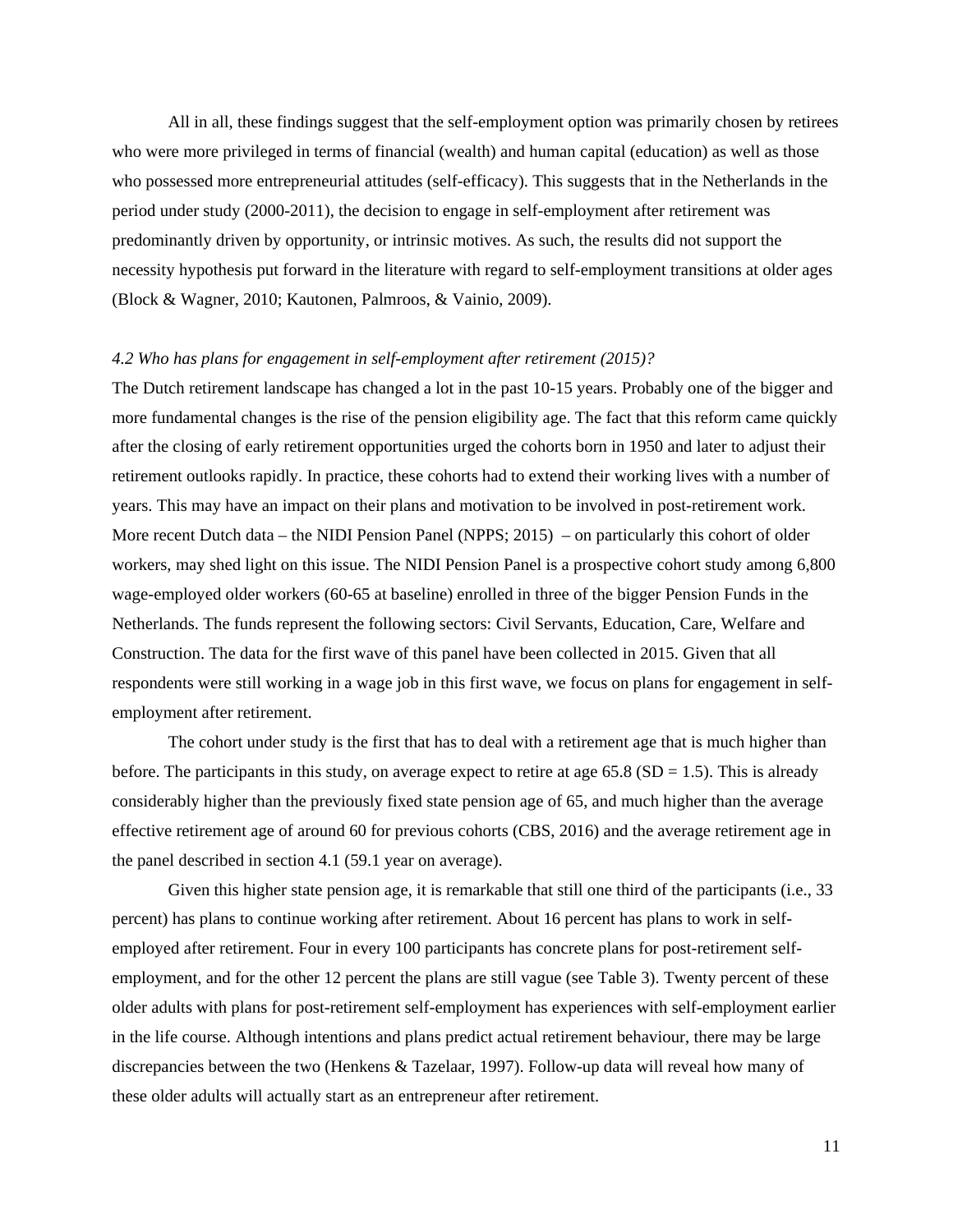All in all, these findings suggest that the self-employment option was primarily chosen by retirees who were more privileged in terms of financial (wealth) and human capital (education) as well as those who possessed more entrepreneurial attitudes (self-efficacy). This suggests that in the Netherlands in the period under study (2000-2011), the decision to engage in self-employment after retirement was predominantly driven by opportunity, or intrinsic motives. As such, the results did not support the necessity hypothesis put forward in the literature with regard to self-employment transitions at older ages (Block & Wagner, 2010; Kautonen, Palmroos, & Vainio, 2009).

*4.2 Who has plans for engagement in self-employment after retirement (2015)?*

The Dutch retirement landscape has changed a lot in the past 10-15 years. Probably one of the bigger and more fundamental changes is the rise of the pension eligibility age. The fact that this reform came quickly after the closing of early retirement opportunities urged the cohorts born in 1950 and later to adjust their retirement outlooks rapidly. In practice, these cohorts had to extend their working lives with a number of years. This may have an impact on their plans and motivation to be involved in post-retirement work. More recent Dutch data – the NIDI Pension Panel (NPPS; 2015) – on particularly this cohort of older workers, may shed light on this issue. The NIDI Pension Panel is a prospective cohort study among 6,800 wage-employed older workers (60-65 at baseline) enrolled in three of the bigger Pension Funds in the Netherlands. The funds represent the following sectors: Civil Servants, Education, Care, Welfare and Construction. The data for the first wave of this panel have been collected in 2015. Given that all respondents were still working in a wage job in this first wave, we focus on plans for engagement in self-employment after retirement.

The cohort under study is the first that has to deal with a retirement age that is much higher than before. The participants in this study, on average expect to retire at age 65.8 (SD = 1.5). This is already considerably higher than the previously fixed state pension age of 65, and much higher than the average effective retirement age of around 60 for previous cohorts (CBS, 2016) and the average retirement age in the panel described in section 4.1 (59.1 year on average).

Given this higher state pension age, it is remarkable that still one third of the participants (i.e., 33 percent) has plans to continue working after retirement. About 16 percent has plans to work in self-employed after retirement. Four in every 100 participants has concrete plans for post-retirement self-employment, and for the other 12 percent the plans are still vague (see Table 3). Twenty percent of these older adults with plans for post-retirement self-employment has experiences with self-employment earlier in the life course. Although intentions and plans predict actual retirement behaviour, there may be large discrepancies between the two (Henkens & Tazelaar, 1997). Follow-up data will reveal how many of these older adults will actually start as an entrepreneur after retirement.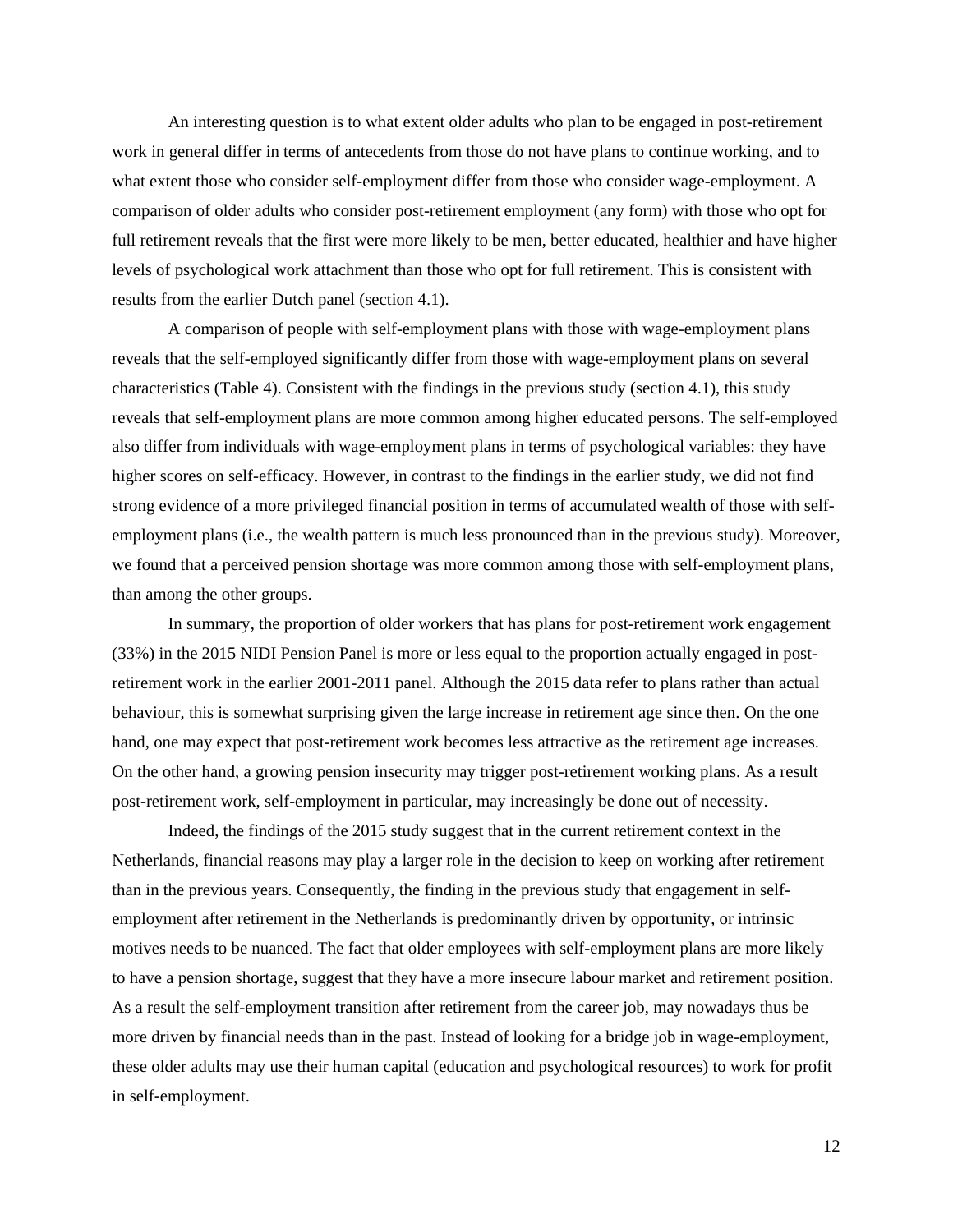An interesting question is to what extent older adults who plan to be engaged in post-retirement work in general differ in terms of antecedents from those do not have plans to continue working, and to what extent those who consider self-employment differ from those who consider wage-employment. A comparison of older adults who consider post-retirement employment (any form) with those who opt for full retirement reveals that the first were more likely to be men, better educated, healthier and have higher levels of psychological work attachment than those who opt for full retirement. This is consistent with results from the earlier Dutch panel (section 4.1).

A comparison of people with self-employment plans with those with wage-employment plans reveals that the self-employed significantly differ from those with wage-employment plans on several characteristics (Table 4). Consistent with the findings in the previous study (section 4.1), this study reveals that self-employment plans are more common among higher educated persons. The self-employed also differ from individuals with wage-employment plans in terms of psychological variables: they have higher scores on self-efficacy. However, in contrast to the findings in the earlier study, we did not find strong evidence of a more privileged financial position in terms of accumulated wealth of those with self-employment plans (i.e., the wealth pattern is much less pronounced than in the previous study). Moreover, we found that a perceived pension shortage was more common among those with self-employment plans, than among the other groups.

In summary, the proportion of older workers that has plans for post-retirement work engagement (33%) in the 2015 NIDI Pension Panel is more or less equal to the proportion actually engaged in post-retirement work in the earlier 2001-2011 panel. Although the 2015 data refer to plans rather than actual behaviour, this is somewhat surprising given the large increase in retirement age since then. On the one hand, one may expect that post-retirement work becomes less attractive as the retirement age increases. On the other hand, a growing pension insecurity may trigger post-retirement working plans. As a result post-retirement work, self-employment in particular, may increasingly be done out of necessity.

Indeed, the findings of the 2015 study suggest that in the current retirement context in the Netherlands, financial reasons may play a larger role in the decision to keep on working after retirement than in the previous years. Consequently, the finding in the previous study that engagement in self-employment after retirement in the Netherlands is predominantly driven by opportunity, or intrinsic motives needs to be nuanced. The fact that older employees with self-employment plans are more likely to have a pension shortage, suggest that they have a more insecure labour market and retirement position. As a result the self-employment transition after retirement from the career job, may nowadays thus be more driven by financial needs than in the past. Instead of looking for a bridge job in wage-employment, these older adults may use their human capital (education and psychological resources) to work for profit in self-employment.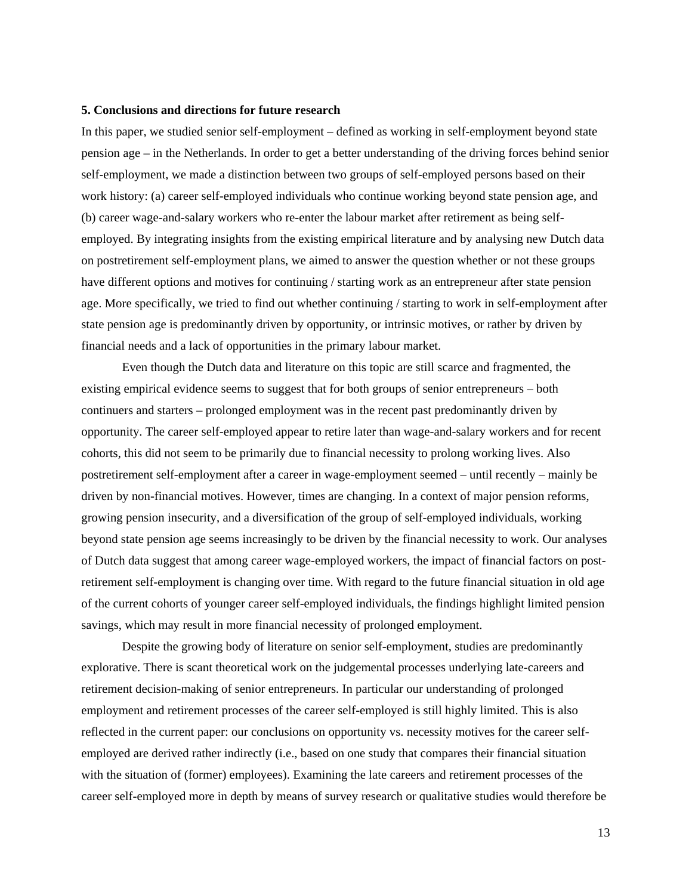## 5. Conclusions and directions for future research

In this paper, we studied senior self-employment – defined as working in self-employment beyond state pension age – in the Netherlands. In order to get a better understanding of the driving forces behind senior self-employment, we made a distinction between two groups of self-employed persons based on their work history: (a) career self-employed individuals who continue working beyond state pension age, and (b) career wage-and-salary workers who re-enter the labour market after retirement as being self-employed. By integrating insights from the existing empirical literature and by analysing new Dutch data on postretirement self-employment plans, we aimed to answer the question whether or not these groups have different options and motives for continuing / starting work as an entrepreneur after state pension age. More specifically, we tried to find out whether continuing / starting to work in self-employment after state pension age is predominantly driven by opportunity, or intrinsic motives, or rather by driven by financial needs and a lack of opportunities in the primary labour market.

Even though the Dutch data and literature on this topic are still scarce and fragmented, the existing empirical evidence seems to suggest that for both groups of senior entrepreneurs – both continuers and starters – prolonged employment was in the recent past predominantly driven by opportunity. The career self-employed appear to retire later than wage-and-salary workers and for recent cohorts, this did not seem to be primarily due to financial necessity to prolong working lives. Also postretirement self-employment after a career in wage-employment seemed – until recently – mainly be driven by non-financial motives. However, times are changing. In a context of major pension reforms, growing pension insecurity, and a diversification of the group of self-employed individuals, working beyond state pension age seems increasingly to be driven by the financial necessity to work. Our analyses of Dutch data suggest that among career wage-employed workers, the impact of financial factors on post-retirement self-employment is changing over time. With regard to the future financial situation in old age of the current cohorts of younger career self-employed individuals, the findings highlight limited pension savings, which may result in more financial necessity of prolonged employment.

Despite the growing body of literature on senior self-employment, studies are predominantly explorative. There is scant theoretical work on the judgemental processes underlying late-careers and retirement decision-making of senior entrepreneurs. In particular our understanding of prolonged employment and retirement processes of the career self-employed is still highly limited. This is also reflected in the current paper: our conclusions on opportunity vs. necessity motives for the career self-employed are derived rather indirectly (i.e., based on one study that compares their financial situation with the situation of (former) employees). Examining the late careers and retirement processes of the career self-employed more in depth by means of survey research or qualitative studies would therefore be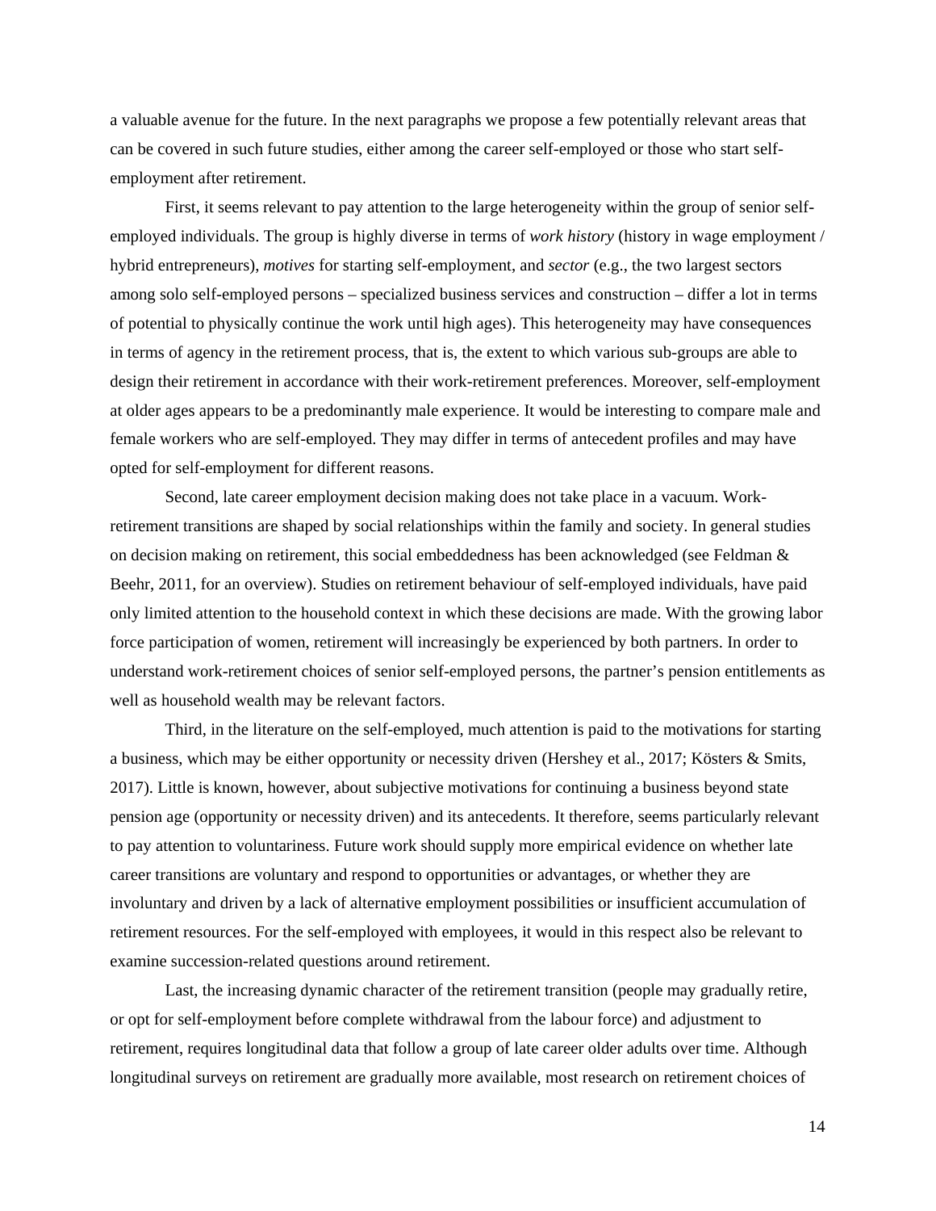a valuable avenue for the future. In the next paragraphs we propose a few potentially relevant areas that can be covered in such future studies, either among the career self-employed or those who start self-employment after retirement.

First, it seems relevant to pay attention to the large heterogeneity within the group of senior self-employed individuals. The group is highly diverse in terms of *work history* (history in wage employment / hybrid entrepreneurs), *motives* for starting self-employment, and *sector* (e.g., the two largest sectors among solo self-employed persons – specialized business services and construction – differ a lot in terms of potential to physically continue the work until high ages). This heterogeneity may have consequences in terms of agency in the retirement process, that is, the extent to which various sub-groups are able to design their retirement in accordance with their work-retirement preferences. Moreover, self-employment at older ages appears to be a predominantly male experience. It would be interesting to compare male and female workers who are self-employed. They may differ in terms of antecedent profiles and may have opted for self-employment for different reasons.

Second, late career employment decision making does not take place in a vacuum. Work-retirement transitions are shaped by social relationships within the family and society. In general studies on decision making on retirement, this social embeddedness has been acknowledged (see Feldman & Beehr, 2011, for an overview). Studies on retirement behaviour of self-employed individuals, have paid only limited attention to the household context in which these decisions are made. With the growing labor force participation of women, retirement will increasingly be experienced by both partners. In order to understand work-retirement choices of senior self-employed persons, the partner's pension entitlements as well as household wealth may be relevant factors.

Third, in the literature on the self-employed, much attention is paid to the motivations for starting a business, which may be either opportunity or necessity driven (Hershey et al., 2017; Kösters & Smits, 2017). Little is known, however, about subjective motivations for continuing a business beyond state pension age (opportunity or necessity driven) and its antecedents. It therefore, seems particularly relevant to pay attention to voluntariness. Future work should supply more empirical evidence on whether late career transitions are voluntary and respond to opportunities or advantages, or whether they are involuntary and driven by a lack of alternative employment possibilities or insufficient accumulation of retirement resources. For the self-employed with employees, it would in this respect also be relevant to examine succession-related questions around retirement.

Last, the increasing dynamic character of the retirement transition (people may gradually retire, or opt for self-employment before complete withdrawal from the labour force) and adjustment to retirement, requires longitudinal data that follow a group of late career older adults over time. Although longitudinal surveys on retirement are gradually more available, most research on retirement choices of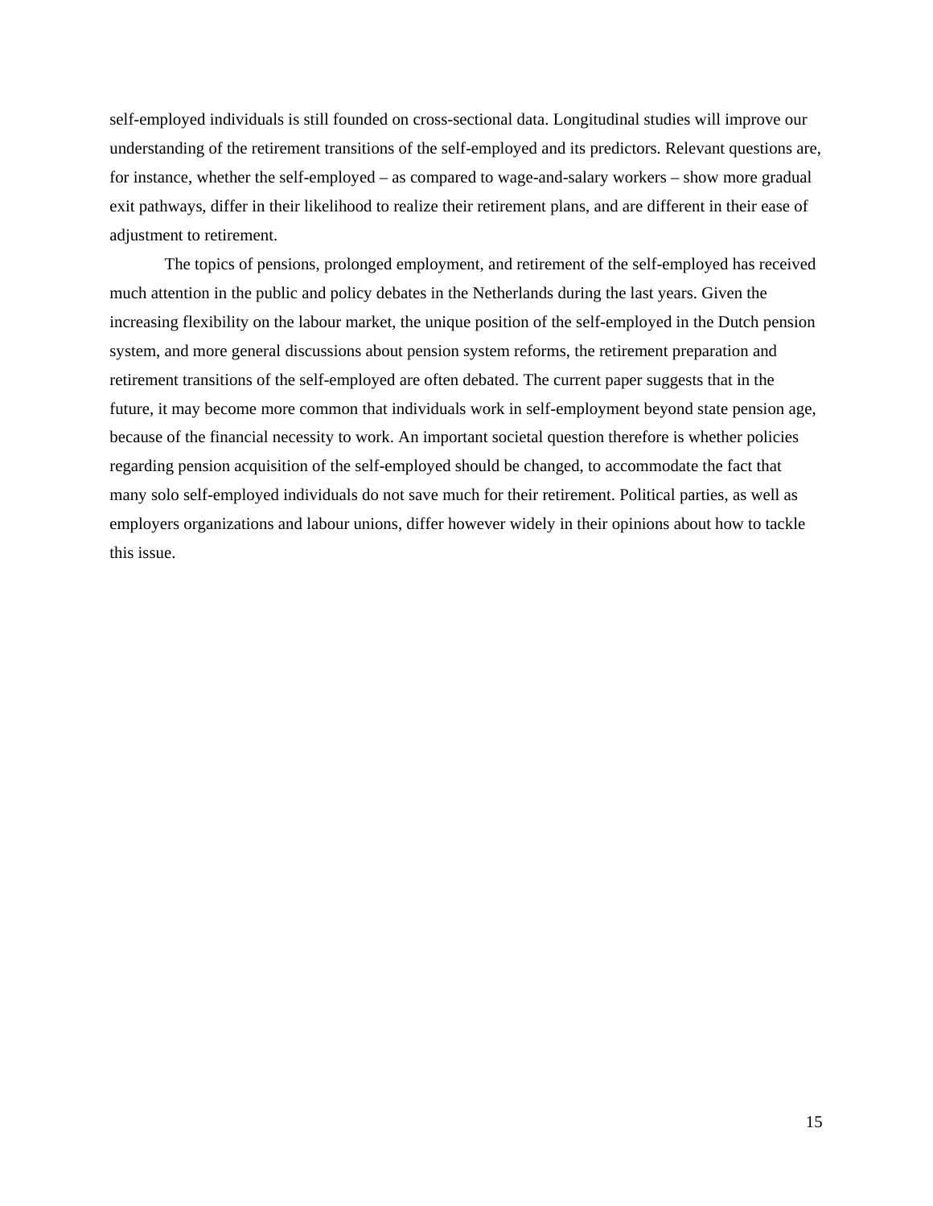self-employed individuals is still founded on cross-sectional data. Longitudinal studies will improve our understanding of the retirement transitions of the self-employed and its predictors. Relevant questions are, for instance, whether the self-employed – as compared to wage-and-salary workers – show more gradual exit pathways, differ in their likelihood to realize their retirement plans, and are different in their ease of adjustment to retirement.

The topics of pensions, prolonged employment, and retirement of the self-employed has received much attention in the public and policy debates in the Netherlands during the last years. Given the increasing flexibility on the labour market, the unique position of the self-employed in the Dutch pension system, and more general discussions about pension system reforms, the retirement preparation and retirement transitions of the self-employed are often debated. The current paper suggests that in the future, it may become more common that individuals work in self-employment beyond state pension age, because of the financial necessity to work. An important societal question therefore is whether policies regarding pension acquisition of the self-employed should be changed, to accommodate the fact that many solo self-employed individuals do not save much for their retirement. Political parties, as well as employers organizations and labour unions, differ however widely in their opinions about how to tackle this issue.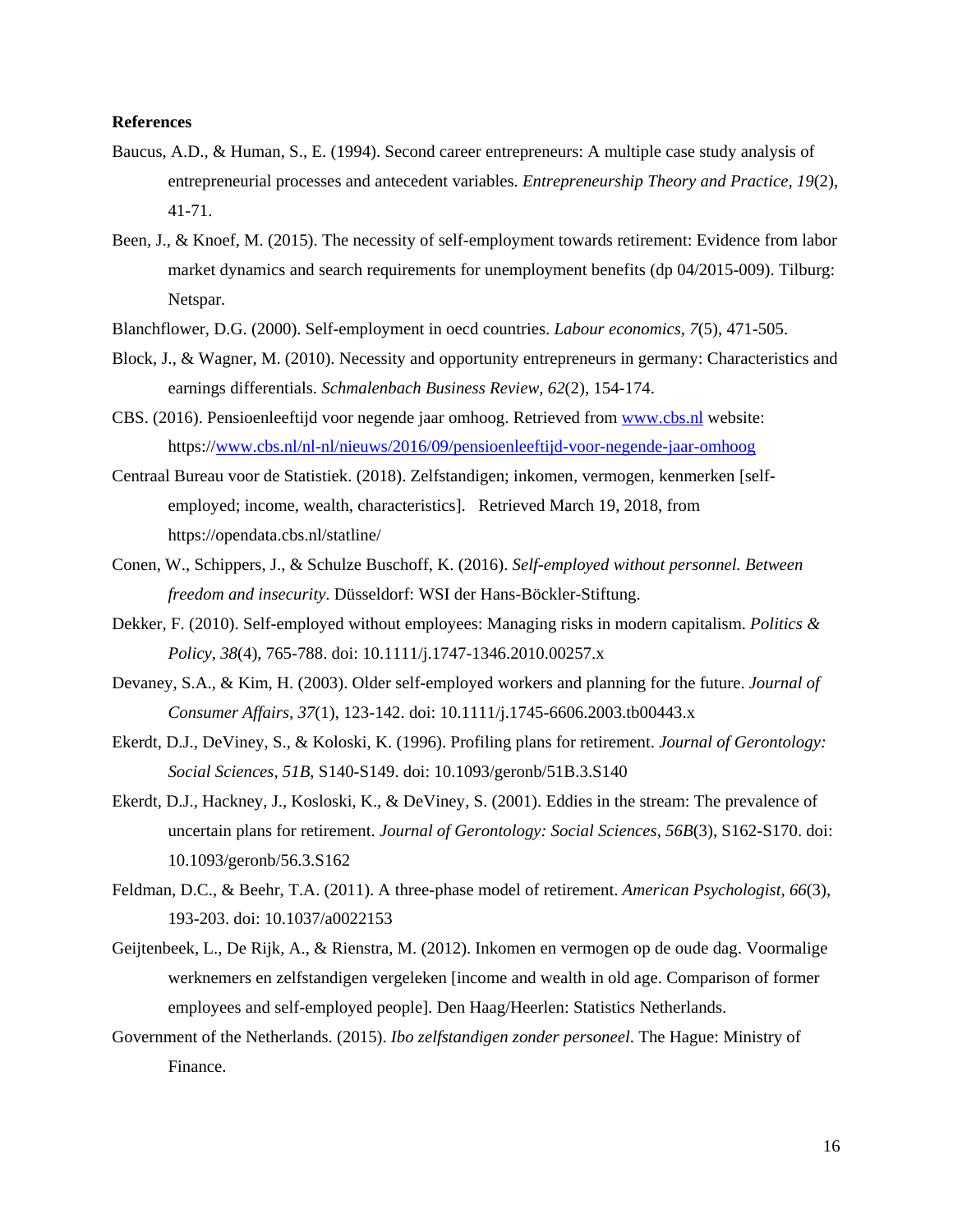**References**

Baucus, A.D., & Human, S., E. (1994). Second career entrepreneurs: A multiple case study analysis of entrepreneurial processes and antecedent variables. *Entrepreneurship Theory and Practice, 19*(2), 41-71.

Been, J., & Knoef, M. (2015). The necessity of self-employment towards retirement: Evidence from labor market dynamics and search requirements for unemployment benefits (dp 04/2015-009). Tilburg: Netspar.

Blanchflower, D.G. (2000). Self-employment in oecd countries. *Labour economics, 7*(5), 471-505.

Block, J., & Wagner, M. (2010). Necessity and opportunity entrepreneurs in germany: Characteristics and earnings differentials. *Schmalenbach Business Review, 62*(2), 154-174.

CBS. (2016). Pensioenleeftijd voor negende jaar omhoog. Retrieved from www.cbs.nl website: https://www.cbs.nl/nl-nl/nieuws/2016/09/pensioenleeftijd-voor-negende-jaar-omhoog

Centraal Bureau voor de Statistiek. (2018). Zelfstandigen; inkomen, vermogen, kenmerken [self-employed; income, wealth, characteristics]. Retrieved March 19, 2018, from https://opendata.cbs.nl/statline/

Conen, W., Schippers, J., & Schulze Buschoff, K. (2016). *Self-employed without personnel. Between freedom and insecurity*. Düsseldorf: WSI der Hans-Böckler-Stiftung.

Dekker, F. (2010). Self-employed without employees: Managing risks in modern capitalism. *Politics & Policy, 38*(4), 765-788. doi: 10.1111/j.1747-1346.2010.00257.x

Devaney, S.A., & Kim, H. (2003). Older self-employed workers and planning for the future. *Journal of Consumer Affairs, 37*(1), 123-142. doi: 10.1111/j.1745-6606.2003.tb00443.x

Ekerdt, D.J., DeViney, S., & Koloski, K. (1996). Profiling plans for retirement. *Journal of Gerontology: Social Sciences, 51B*, S140-S149. doi: 10.1093/geronb/51B.3.S140

Ekerdt, D.J., Hackney, J., Kosloski, K., & DeViney, S. (2001). Eddies in the stream: The prevalence of uncertain plans for retirement. *Journal of Gerontology: Social Sciences, 56B*(3), S162-S170. doi: 10.1093/geronb/56.3.S162

Feldman, D.C., & Beehr, T.A. (2011). A three-phase model of retirement. *American Psychologist, 66*(3), 193-203. doi: 10.1037/a0022153

Geijtenbeek, L., De Rijk, A., & Rienstra, M. (2012). Inkomen en vermogen op de oude dag. Voormalige werknemers en zelfstandigen vergeleken [income and wealth in old age. Comparison of former employees and self-employed people]. Den Haag/Heerlen: Statistics Netherlands.

Government of the Netherlands. (2015). *Ibo zelfstandigen zonder personeel*. The Hague: Ministry of Finance.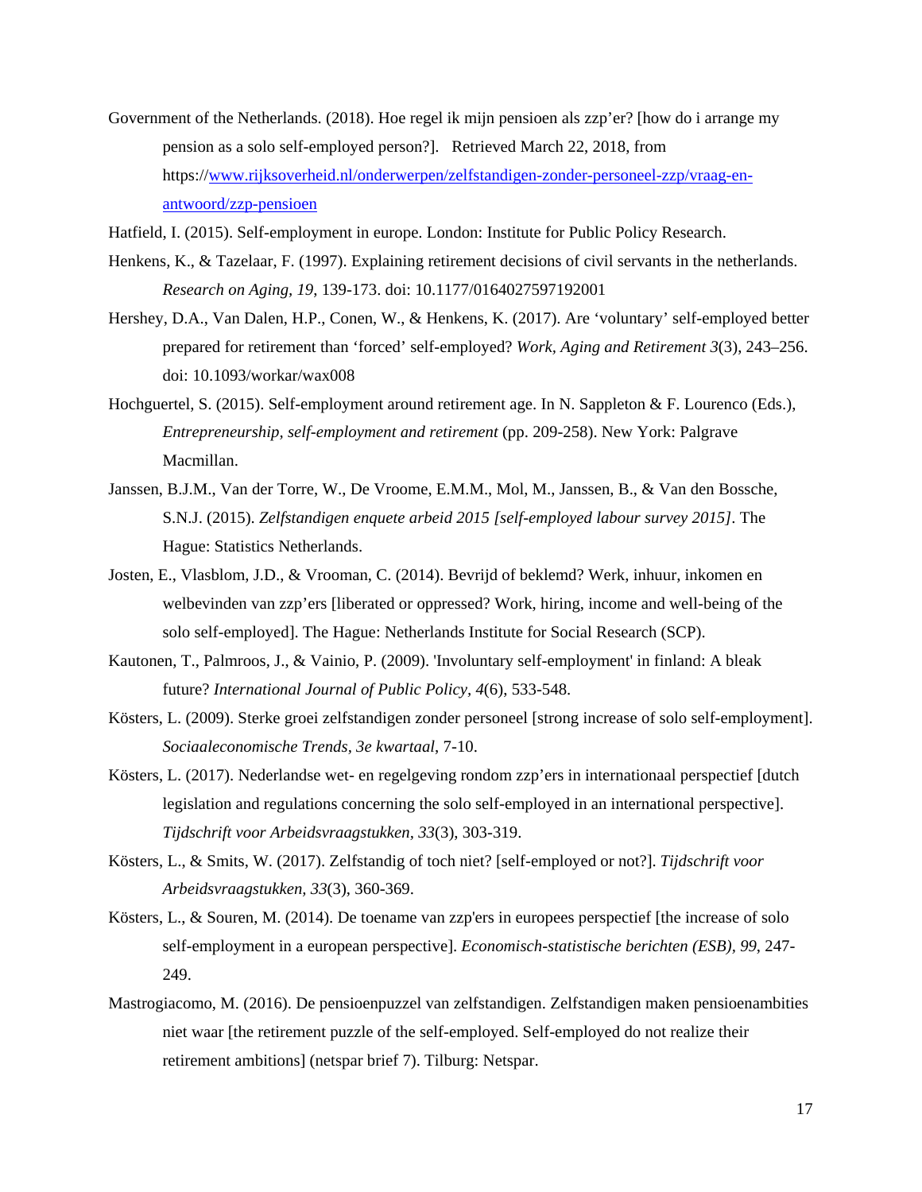Government of the Netherlands. (2018). Hoe regel ik mijn pensioen als zzp'er? [how do i arrange my pension as a solo self-employed person?]. Retrieved March 22, 2018, from https://www.rijksoverheid.nl/onderwerpen/zelfstandigen-zonder-personeel-zzp/vraag-en-antwoord/zzp-pensioen

Hatfield, I. (2015). Self-employment in europe. London: Institute for Public Policy Research.

Henkens, K., & Tazelaar, F. (1997). Explaining retirement decisions of civil servants in the netherlands. *Research on Aging, 19*, 139-173. doi: 10.1177/0164027597192001

Hershey, D.A., Van Dalen, H.P., Conen, W., & Henkens, K. (2017). Are 'voluntary' self-employed better prepared for retirement than 'forced' self-employed? *Work, Aging and Retirement 3*(3), 243–256. doi: 10.1093/workar/wax008

Hochguertel, S. (2015). Self-employment around retirement age. In N. Sappleton & F. Lourenco (Eds.), *Entrepreneurship, self-employment and retirement* (pp. 209-258). New York: Palgrave Macmillan.

Janssen, B.J.M., Van der Torre, W., De Vroome, E.M.M., Mol, M., Janssen, B., & Van den Bossche, S.N.J. (2015). *Zelfstandigen enquete arbeid 2015 [self-employed labour survey 2015]*. The Hague: Statistics Netherlands.

Josten, E., Vlasblom, J.D., & Vrooman, C. (2014). Bevrijd of beklemd? Werk, inhuur, inkomen en welbevinden van zzp'ers [liberated or oppressed? Work, hiring, income and well-being of the solo self-employed]. The Hague: Netherlands Institute for Social Research (SCP).

Kautonen, T., Palmroos, J., & Vainio, P. (2009). 'Involuntary self-employment' in finland: A bleak future? *International Journal of Public Policy, 4*(6), 533-548.

Kösters, L. (2009). Sterke groei zelfstandigen zonder personeel [strong increase of solo self-employment]. *Sociaaleconomische Trends, 3e kwartaal*, 7-10.

Kösters, L. (2017). Nederlandse wet- en regelgeving rondom zzp'ers in internationaal perspectief [dutch legislation and regulations concerning the solo self-employed in an international perspective]. *Tijdschrift voor Arbeidsvraagstukken, 33*(3), 303-319.

Kösters, L., & Smits, W. (2017). Zelfstandig of toch niet? [self-employed or not?]. *Tijdschrift voor Arbeidsvraagstukken, 33*(3), 360-369.

Kösters, L., & Souren, M. (2014). De toename van zzp'ers in europees perspectief [the increase of solo self-employment in a european perspective]. *Economisch-statistische berichten (ESB), 99*, 247-249.

Mastrogiacomo, M. (2016). De pensioenpuzzel van zelfstandigen. Zelfstandigen maken pensioenambities niet waar [the retirement puzzle of the self-employed. Self-employed do not realize their retirement ambitions] (netspar brief 7). Tilburg: Netspar.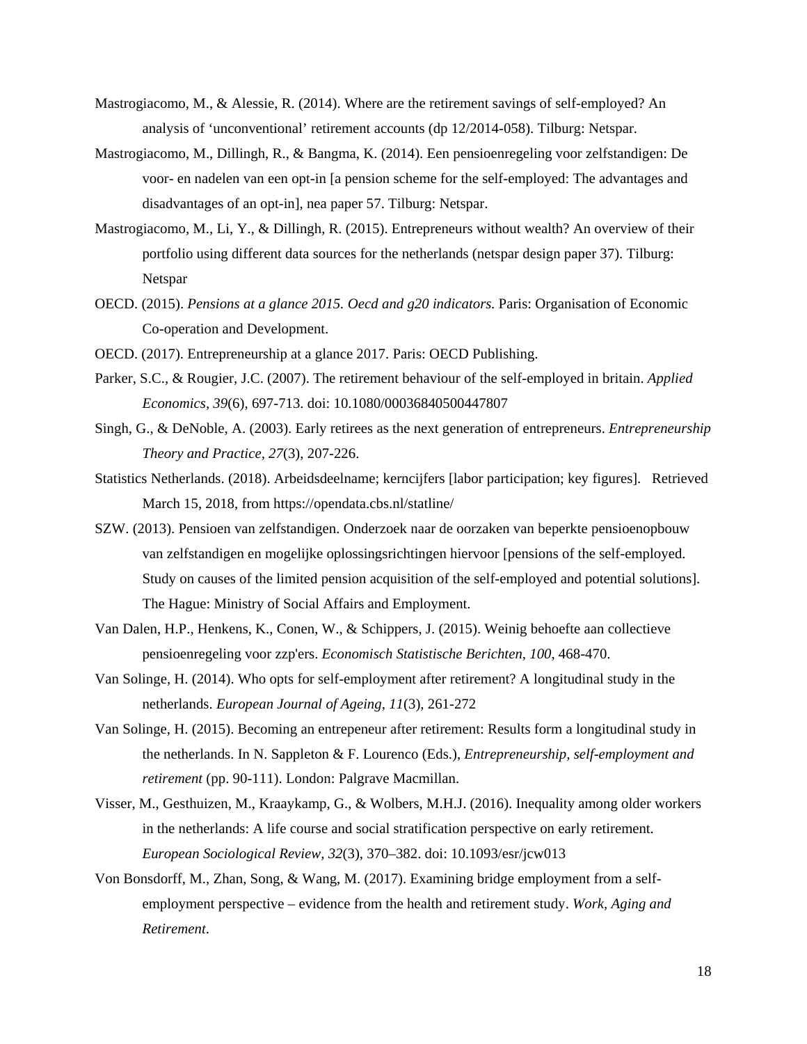Mastrogiacomo, M., & Alessie, R. (2014). Where are the retirement savings of self-employed? An analysis of ‘unconventional’ retirement accounts (dp 12/2014-058). Tilburg: Netspar.

Mastrogiacomo, M., Dillingh, R., & Bangma, K. (2014). Een pensioenregeling voor zelfstandigen: De voor- en nadelen van een opt-in [a pension scheme for the self-employed: The advantages and disadvantages of an opt-in], nea paper 57. Tilburg: Netspar.

Mastrogiacomo, M., Li, Y., & Dillingh, R. (2015). Entrepreneurs without wealth? An overview of their portfolio using different data sources for the netherlands (netspar design paper 37). Tilburg: Netspar

OECD. (2015). *Pensions at a glance 2015. Oecd and g20 indicators*. Paris: Organisation of Economic Co-operation and Development.

OECD. (2017). Entrepreneurship at a glance 2017. Paris: OECD Publishing.

Parker, S.C., & Rougier, J.C. (2007). The retirement behaviour of the self-employed in britain. *Applied Economics, 39*(6), 697-713. doi: 10.1080/00036840500447807

Singh, G., & DeNoble, A. (2003). Early retirees as the next generation of entrepreneurs. *Entrepreneurship Theory and Practice, 27*(3), 207-226.

Statistics Netherlands. (2018). Arbeidsdeelname; kerncijfers [labor participation; key figures]. Retrieved March 15, 2018, from https://opendata.cbs.nl/statline/

SZW. (2013). Pensioen van zelfstandigen. Onderzoek naar de oorzaken van beperkte pensioenopbouw van zelfstandigen en mogelijke oplossingsrichtingen hiervoor [pensions of the self-employed. Study on causes of the limited pension acquisition of the self-employed and potential solutions]. The Hague: Ministry of Social Affairs and Employment.

Van Dalen, H.P., Henkens, K., Conen, W., & Schippers, J. (2015). Weinig behoefte aan collectieve pensioenregeling voor zzp'ers. *Economisch Statistische Berichten, 100*, 468-470.

Van Solinge, H. (2014). Who opts for self-employment after retirement? A longitudinal study in the netherlands. *European Journal of Ageing, 11*(3), 261-272

Van Solinge, H. (2015). Becoming an entepeneur after retirement: Results form a longitudinal study in the netherlands. In N. Sappleton & F. Lourenco (Eds.), *Entrepreneurship, self-employment and retirement* (pp. 90-111). London: Palgrave Macmillan.

Visser, M., Gesthuizen, M., Kraaykamp, G., & Wolbers, M.H.J. (2016). Inequality among older workers in the netherlands: A life course and social stratification perspective on early retirement. *European Sociological Review, 32*(3), 370–382. doi: 10.1093/esr/jcw013

Von Bonsdorff, M., Zhan, Song, & Wang, M. (2017). Examining bridge employment from a self-employment perspective – evidence from the health and retirement study. *Work, Aging and Retirement*.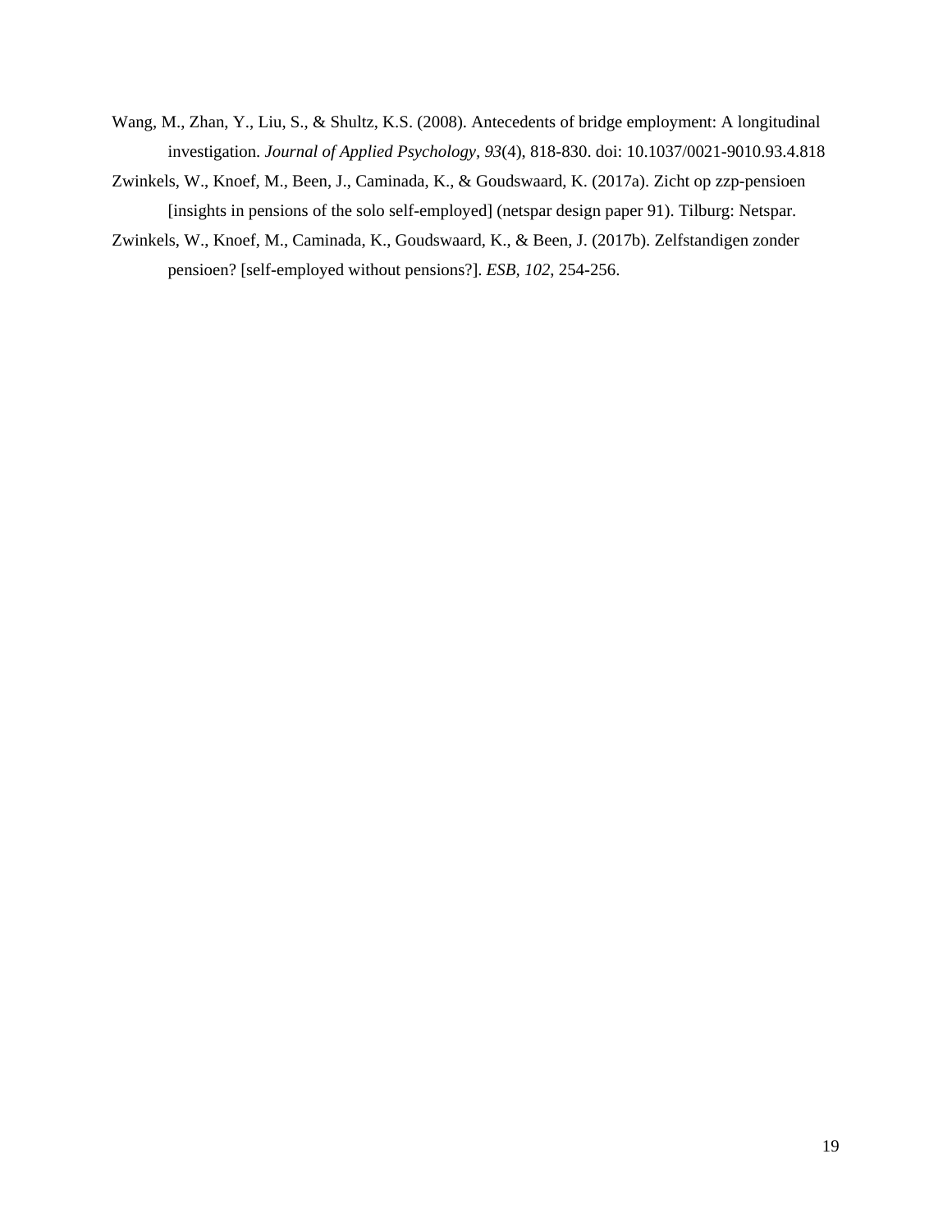Wang, M., Zhan, Y., Liu, S., & Shultz, K.S. (2008). Antecedents of bridge employment: A longitudinal investigation. *Journal of Applied Psychology*, *93*(4), 818-830. doi: 10.1037/0021-9010.93.4.818

Zwinkels, W., Knoef, M., Been, J., Caminada, K., & Goudswaard, K. (2017a). Zicht op zzp-pensioen [insights in pensions of the solo self-employed] (netspar design paper 91). Tilburg: Netspar.

Zwinkels, W., Knoef, M., Caminada, K., Goudswaard, K., & Been, J. (2017b). Zelfstandigen zonder pensioen? [self-employed without pensions?]. *ESB*, *102*, 254-256.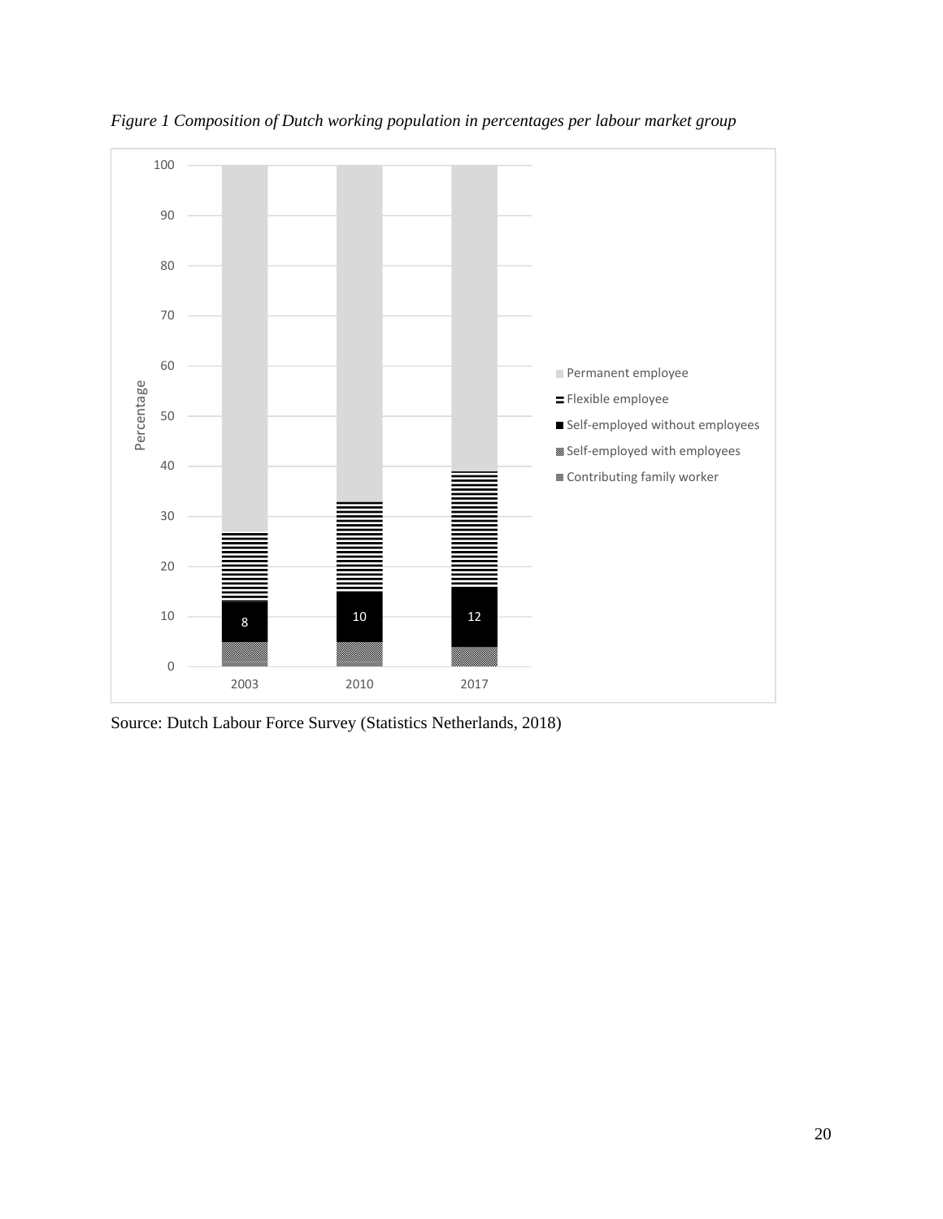*Figure 1 Composition of Dutch working population in percentages per labour market group*

Source: Dutch Labour Force Survey (Statistics Netherlands, 2018)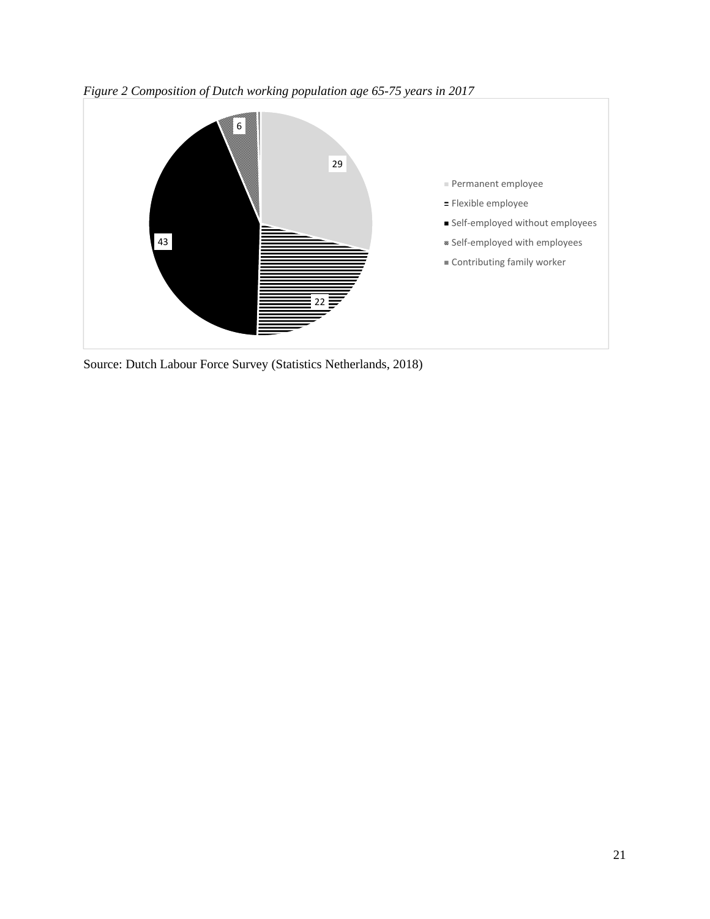*Figure 2 Composition of Dutch working population age 65-75 years in 2017*

| Category | Value |
|---|---|
| Permanent employee | 29 |
| Flexible employee | 22 |
| Self-employed without employees | 43 |
| Self-employed with employees | 6 |
| Contributing family worker | |

Source: Dutch Labour Force Survey (Statistics Netherlands, 2018)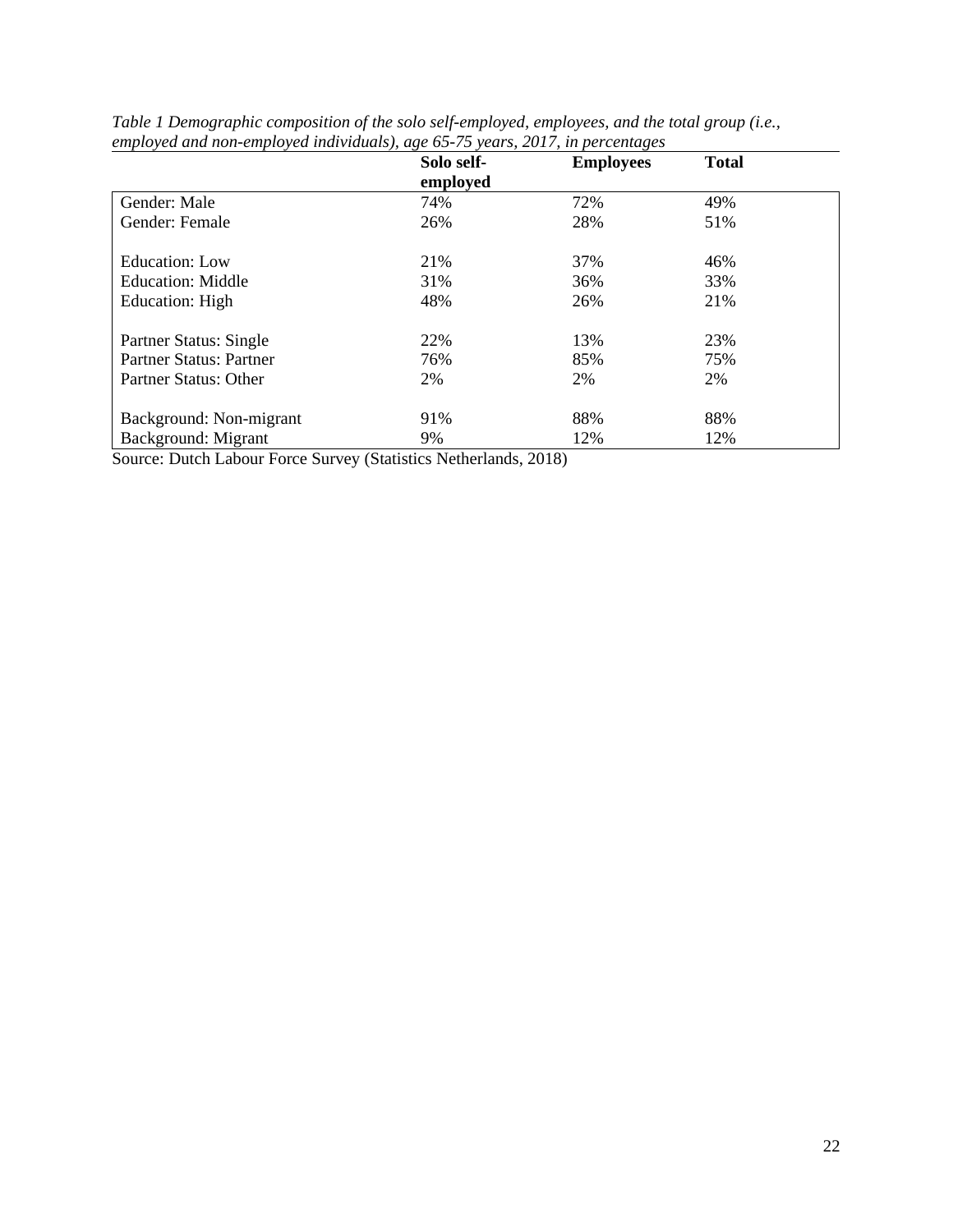*Table 1 Demographic composition of the solo self-employed, employees, and the total group (i.e., employed and non-employed individuals), age 65-75 years, 2017, in percentages*

| | **Solo self-employed** | **Employees** | **Total** |
|---|---|---|---|
| Gender: Male | 74% | 72% | 49% |
| Gender: Female | 26% | 28% | 51% |
| | | | |
| Education: Low | 21% | 37% | 46% |
| Education: Middle | 31% | 36% | 33% |
| Education: High | 48% | 26% | 21% |
| | | | |
| Partner Status: Single | 22% | 13% | 23% |
| Partner Status: Partner | 76% | 85% | 75% |
| Partner Status: Other | 2% | 2% | 2% |
| | | | |
| Background: Non-migrant | 91% | 88% | 88% |
| Background: Migrant | 9% | 12% | 12% |

Source: Dutch Labour Force Survey (Statistics Netherlands, 2018)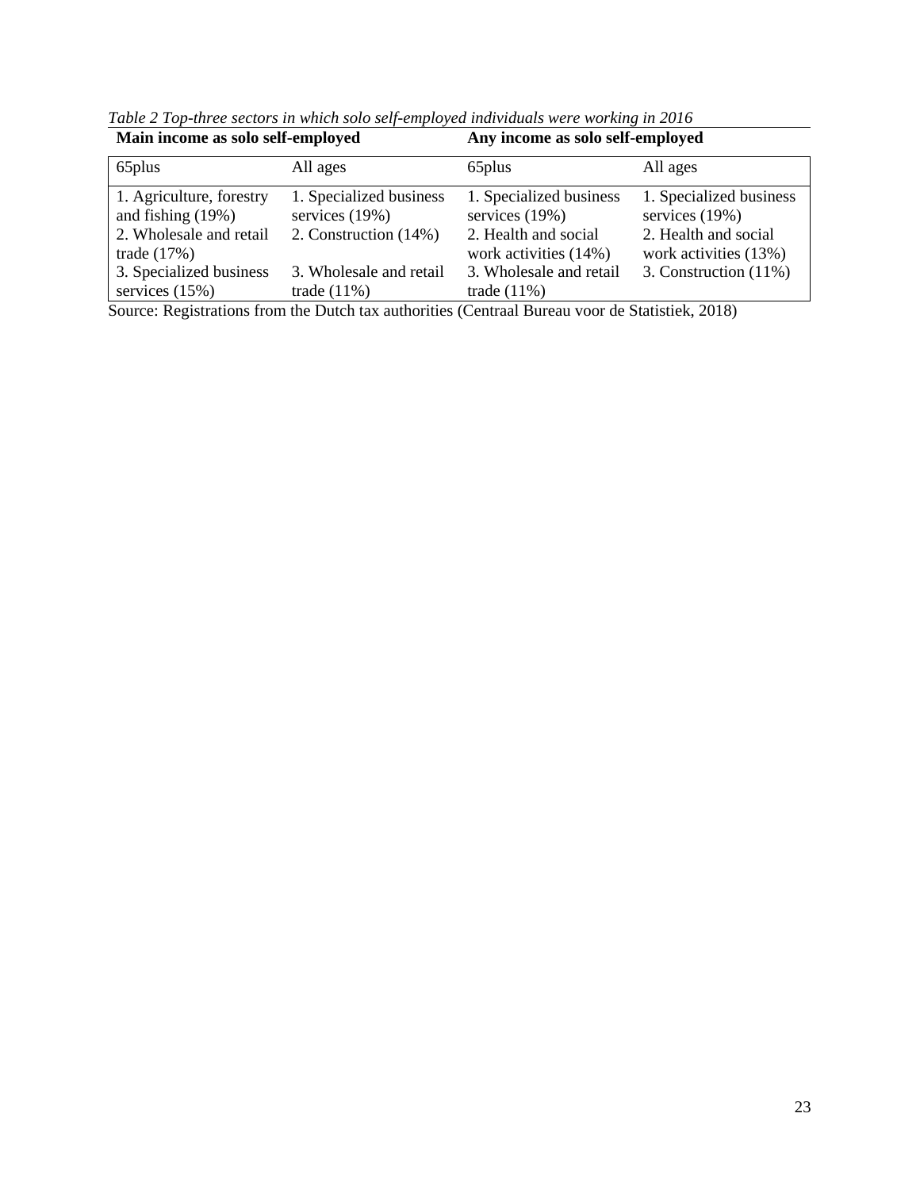*Table 2 Top-three sectors in which solo self-employed individuals were working in 2016*

| **Main income as solo self-employed** | | **Any income as solo self-employed** | |
|---|---|---|---|
| 65plus | All ages | 65plus | All ages |
| 1. Agriculture, forestry and fishing (19%) | 1. Specialized business services (19%) | 1. Specialized business services (19%) | 1. Specialized business services (19%) |
| 2. Wholesale and retail trade (17%) | 2. Construction (14%) | 2. Health and social work activities (14%) | 2. Health and social work activities (13%) |
| 3. Specialized business services (15%) | 3. Wholesale and retail trade (11%) | 3. Wholesale and retail trade (11%) | 3. Construction (11%) |

Source: Registrations from the Dutch tax authorities (Centraal Bureau voor de Statistiek, 2018)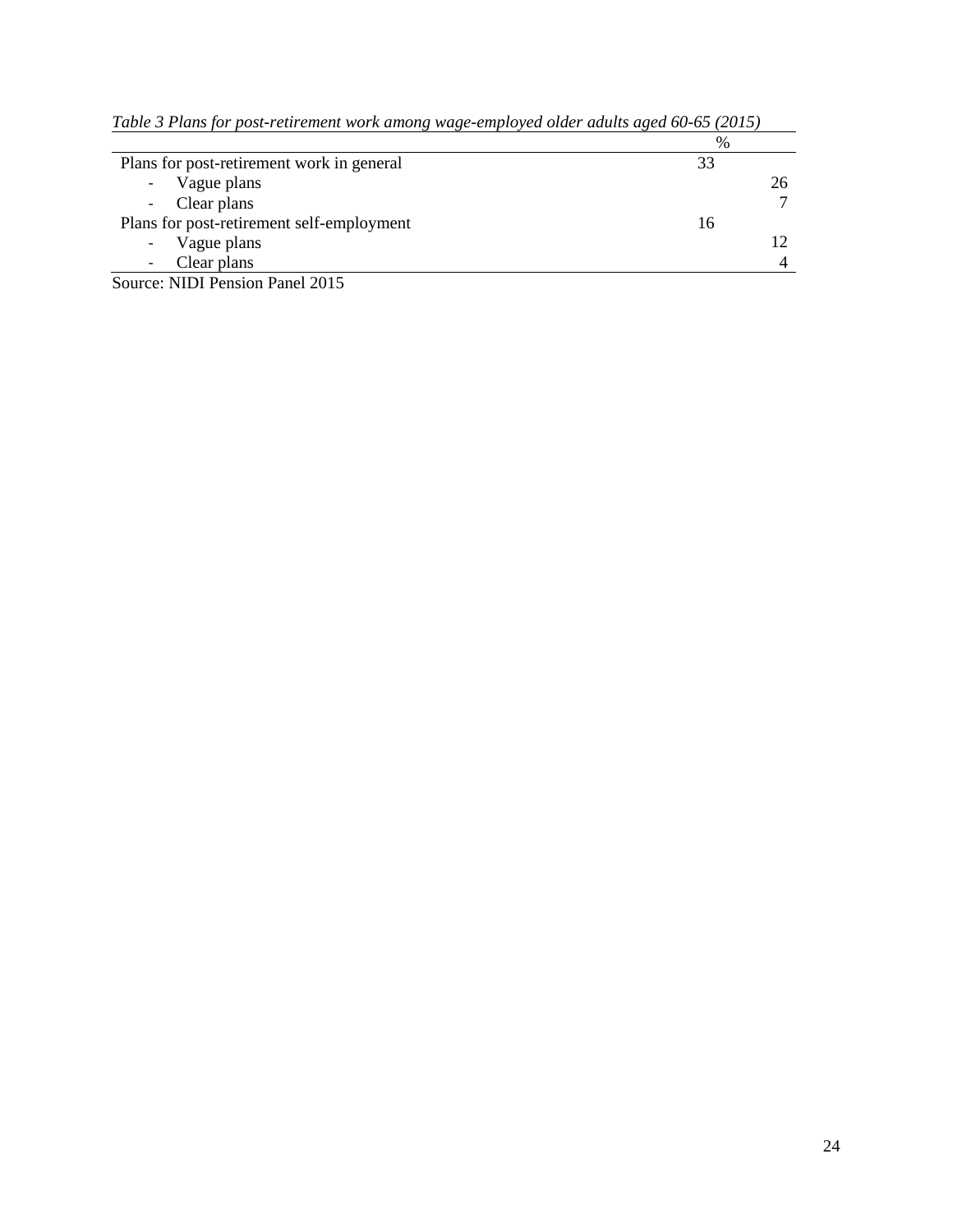*Table 3 Plans for post-retirement work among wage-employed older adults aged 60-65 (2015)*

| | % | |
|---|---|---|
| Plans for post-retirement work in general | 33 | |
| - Vague plans | | 26 |
| - Clear plans | | 7 |
| Plans for post-retirement self-employment | 16 | |
| - Vague plans | | 12 |
| - Clear plans | | 4 |

Source: NIDI Pension Panel 2015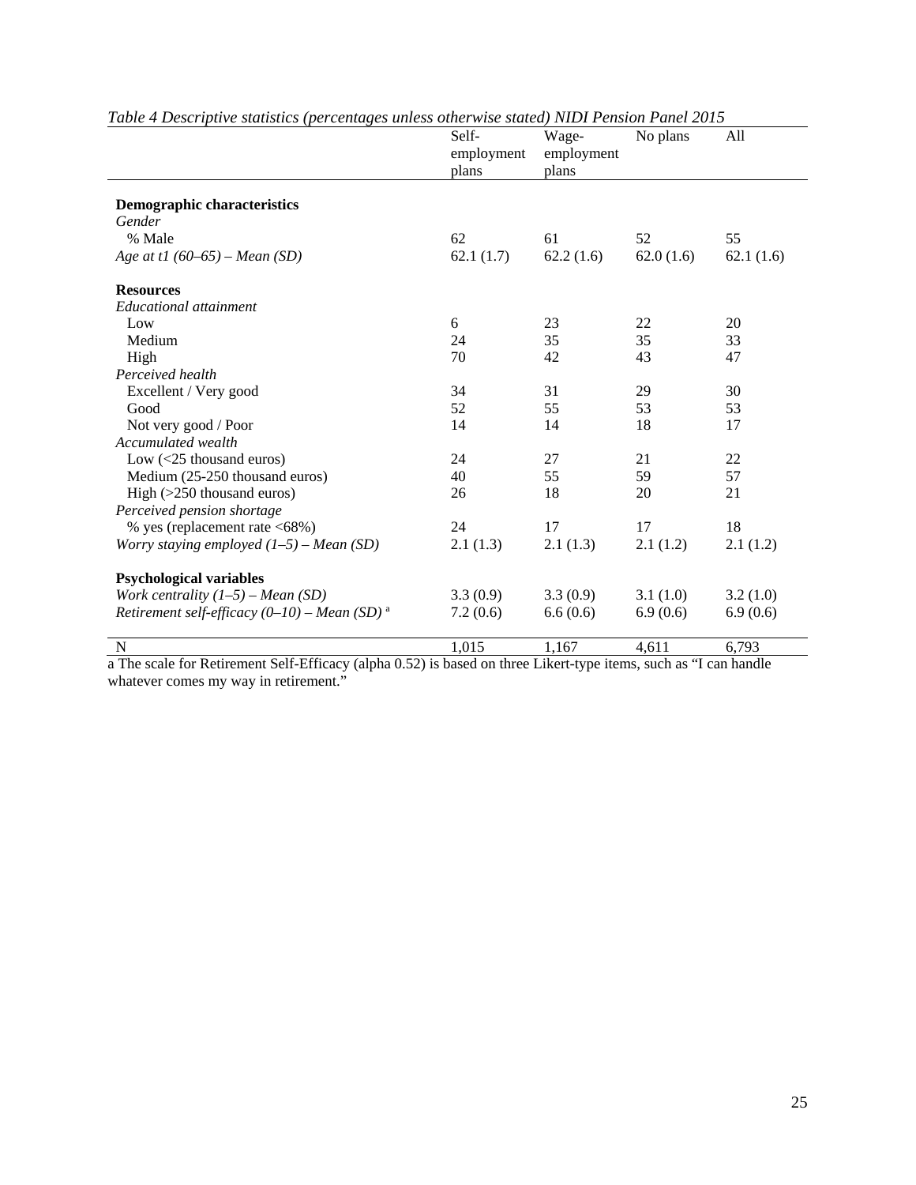*Table 4 Descriptive statistics (percentages unless otherwise stated) NIDI Pension Panel 2015*

| | Self-employment plans | Wage-employment plans | No plans | All |
|---|---|---|---|---|
| **Demographic characteristics** | | | | |
| *Gender* | | | | |
| % Male | 62 | 61 | 52 | 55 |
| *Age at t1 (60–65) – Mean (SD)* | 62.1 (1.7) | 62.2 (1.6) | 62.0 (1.6) | 62.1 (1.6) |
| **Resources** | | | | |
| *Educational attainment* | | | | |
| Low | 6 | 23 | 22 | 20 |
| Medium | 24 | 35 | 35 | 33 |
| High | 70 | 42 | 43 | 47 |
| *Perceived health* | | | | |
| Excellent / Very good | 34 | 31 | 29 | 30 |
| Good | 52 | 55 | 53 | 53 |
| Not very good / Poor | 14 | 14 | 18 | 17 |
| *Accumulated wealth* | | | | |
| Low (<25 thousand euros) | 24 | 27 | 21 | 22 |
| Medium (25-250 thousand euros) | 40 | 55 | 59 | 57 |
| High (>250 thousand euros) | 26 | 18 | 20 | 21 |
| *Perceived pension shortage* | | | | |
| % yes (replacement rate <68%) | 24 | 17 | 17 | 18 |
| *Worry staying employed (1–5) – Mean (SD)* | 2.1 (1.3) | 2.1 (1.3) | 2.1 (1.2) | 2.1 (1.2) |
| **Psychological variables** | | | | |
| *Work centrality (1–5) – Mean (SD)* | 3.3 (0.9) | 3.3 (0.9) | 3.1 (1.0) | 3.2 (1.0) |
| *Retirement self-efficacy (0–10) – Mean (SD)* [a] | 7.2 (0.6) | 6.6 (0.6) | 6.9 (0.6) | 6.9 (0.6) |
| N | 1,015 | 1,167 | 4,611 | 6,793 |

a The scale for Retirement Self-Efficacy (alpha 0.52) is based on three Likert-type items, such as "I can handle whatever comes my way in retirement."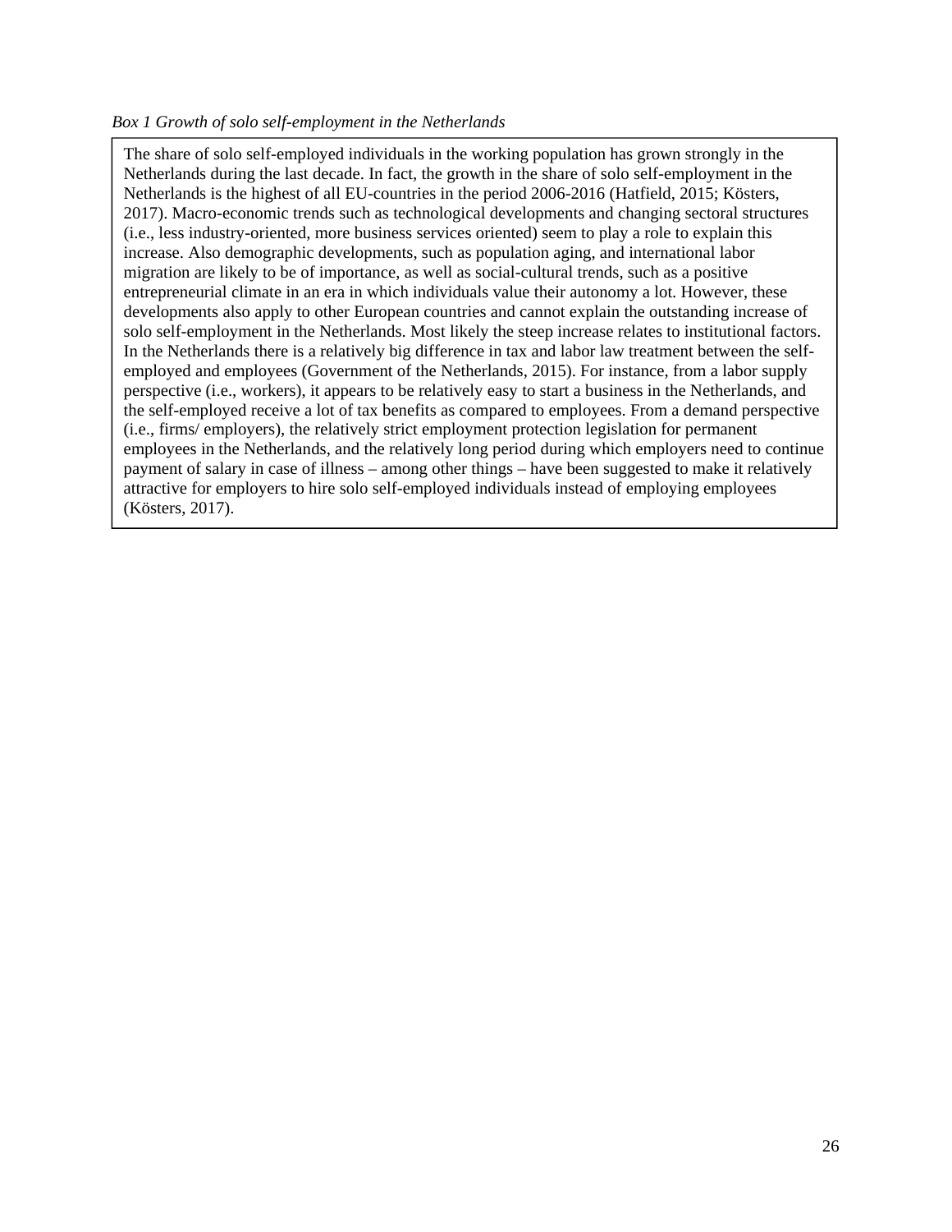*Box 1 Growth of solo self-employment in the Netherlands*

The share of solo self-employed individuals in the working population has grown strongly in the Netherlands during the last decade. In fact, the growth in the share of solo self-employment in the Netherlands is the highest of all EU-countries in the period 2006-2016 (Hatfield, 2015; Kösters, 2017). Macro-economic trends such as technological developments and changing sectoral structures (i.e., less industry-oriented, more business services oriented) seem to play a role to explain this increase. Also demographic developments, such as population aging, and international labor migration are likely to be of importance, as well as social-cultural trends, such as a positive entrepreneurial climate in an era in which individuals value their autonomy a lot. However, these developments also apply to other European countries and cannot explain the outstanding increase of solo self-employment in the Netherlands. Most likely the steep increase relates to institutional factors. In the Netherlands there is a relatively big difference in tax and labor law treatment between the self-employed and employees (Government of the Netherlands, 2015). For instance, from a labor supply perspective (i.e., workers), it appears to be relatively easy to start a business in the Netherlands, and the self-employed receive a lot of tax benefits as compared to employees. From a demand perspective (i.e., firms/ employers), the relatively strict employment protection legislation for permanent employees in the Netherlands, and the relatively long period during which employers need to continue payment of salary in case of illness – among other things – have been suggested to make it relatively attractive for employers to hire solo self-employed individuals instead of employing employees (Kösters, 2017).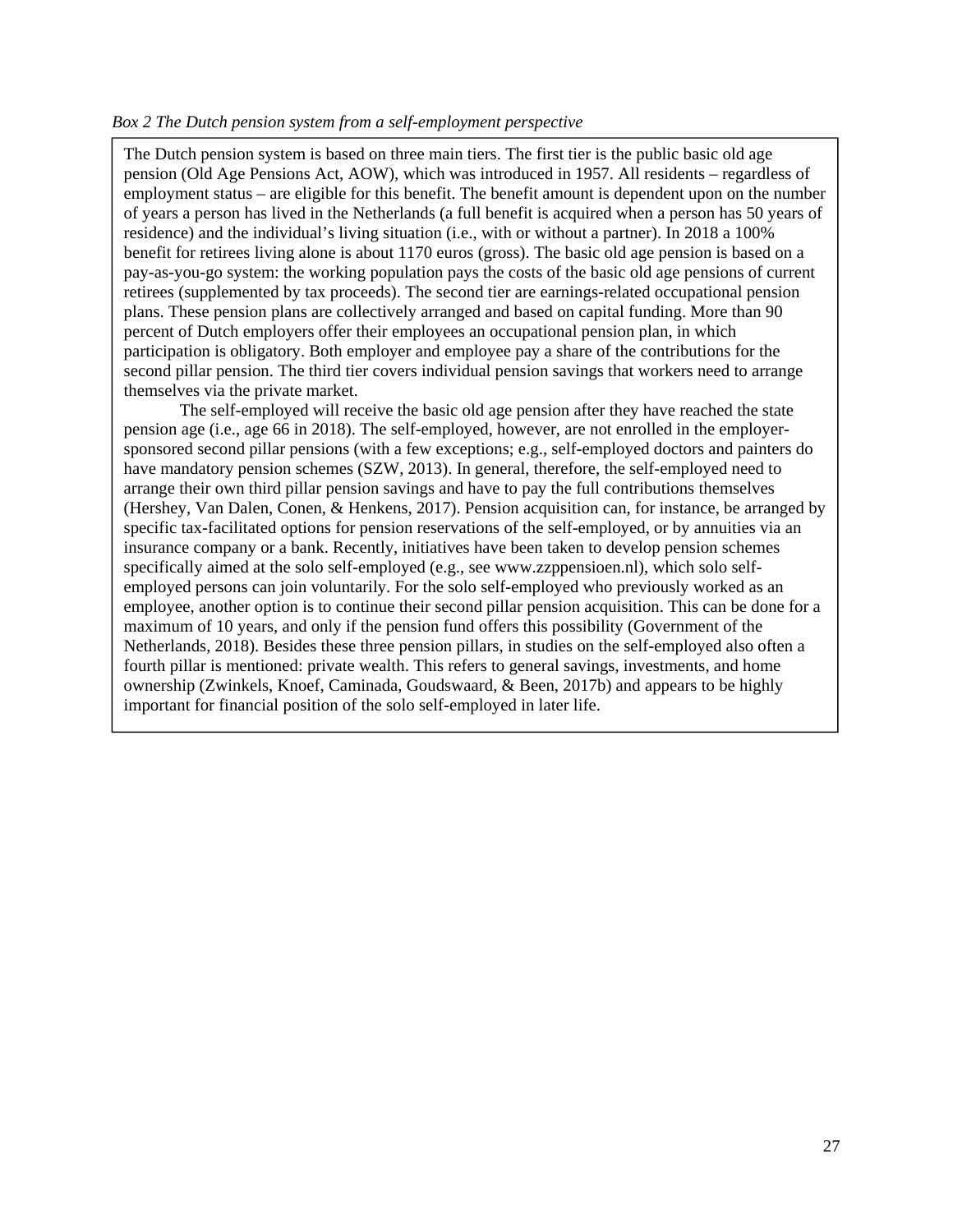*Box 2 The Dutch pension system from a self-employment perspective*

The Dutch pension system is based on three main tiers. The first tier is the public basic old age pension (Old Age Pensions Act, AOW), which was introduced in 1957. All residents – regardless of employment status – are eligible for this benefit. The benefit amount is dependent upon on the number of years a person has lived in the Netherlands (a full benefit is acquired when a person has 50 years of residence) and the individual's living situation (i.e., with or without a partner). In 2018 a 100% benefit for retirees living alone is about 1170 euros (gross). The basic old age pension is based on a pay-as-you-go system: the working population pays the costs of the basic old age pensions of current retirees (supplemented by tax proceeds). The second tier are earnings-related occupational pension plans. These pension plans are collectively arranged and based on capital funding. More than 90 percent of Dutch employers offer their employees an occupational pension plan, in which participation is obligatory. Both employer and employee pay a share of the contributions for the second pillar pension. The third tier covers individual pension savings that workers need to arrange themselves via the private market.

The self-employed will receive the basic old age pension after they have reached the state pension age (i.e., age 66 in 2018). The self-employed, however, are not enrolled in the employer-sponsored second pillar pensions (with a few exceptions; e.g., self-employed doctors and painters do have mandatory pension schemes (SZW, 2013). In general, therefore, the self-employed need to arrange their own third pillar pension savings and have to pay the full contributions themselves (Hershey, Van Dalen, Conen, & Henkens, 2017). Pension acquisition can, for instance, be arranged by specific tax-facilitated options for pension reservations of the self-employed, or by annuities via an insurance company or a bank. Recently, initiatives have been taken to develop pension schemes specifically aimed at the solo self-employed (e.g., see www.zzppensioen.nl), which solo self-employed persons can join voluntarily. For the solo self-employed who previously worked as an employee, another option is to continue their second pillar pension acquisition. This can be done for a maximum of 10 years, and only if the pension fund offers this possibility (Government of the Netherlands, 2018). Besides these three pension pillars, in studies on the self-employed also often a fourth pillar is mentioned: private wealth. This refers to general savings, investments, and home ownership (Zwinkels, Knoef, Caminada, Goudswaard, & Been, 2017b) and appears to be highly important for financial position of the solo self-employed in later life.